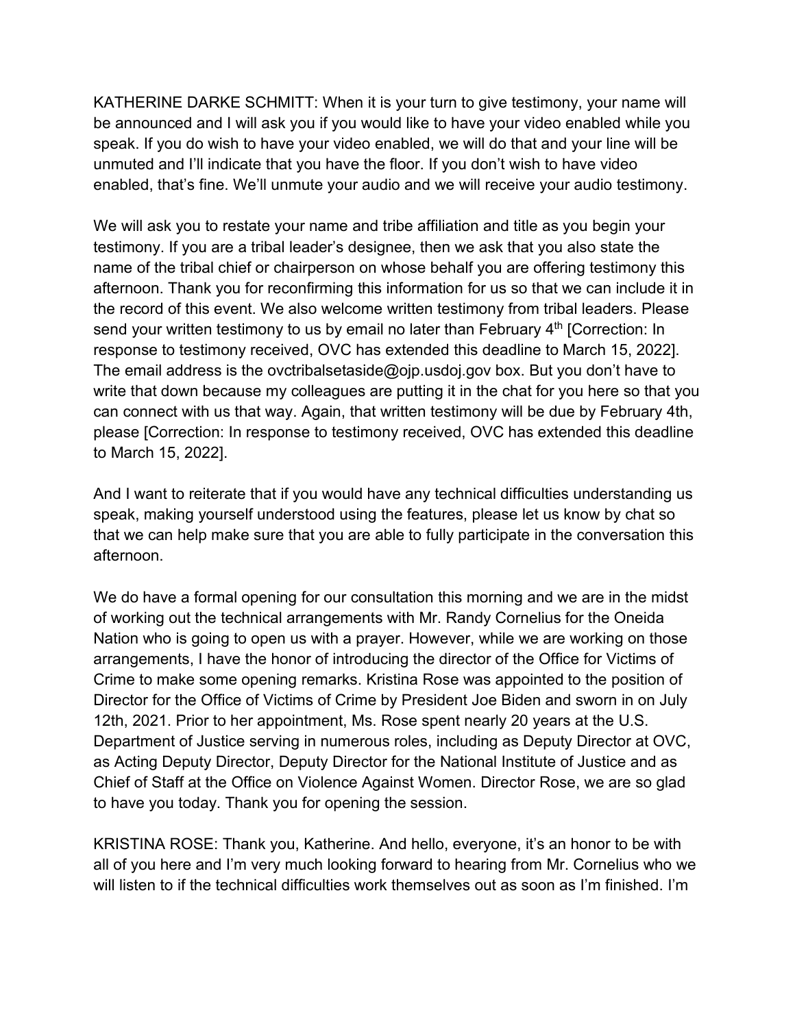KATHERINE DARKE SCHMITT: When it is your turn to give testimony, your name will be announced and I will ask you if you would like to have your video enabled while you speak. If you do wish to have your video enabled, we will do that and your line will be unmuted and I'll indicate that you have the floor. If you don't wish to have video enabled, that's fine. We'll unmute your audio and we will receive your audio testimony.

We will ask you to restate your name and tribe affiliation and title as you begin your testimony. If you are a tribal leader's designee, then we ask that you also state the name of the tribal chief or chairperson on whose behalf you are offering testimony this afternoon. Thank you for reconfirming this information for us so that we can include it in the record of this event. We also welcome written testimony from tribal leaders. Please send your written testimony to us by email no later than February 4th [Correction: In response to testimony received, OVC has extended this deadline to March 15, 2022]. The email address is the ovctribalsetaside@ojp.usdoj.gov box. But you don't have to write that down because my colleagues are putting it in the chat for you here so that you can connect with us that way. Again, that written testimony will be due by February 4th, please [Correction: In response to testimony received, OVC has extended this deadline to March 15, 2022].

And I want to reiterate that if you would have any technical difficulties understanding us speak, making yourself understood using the features, please let us know by chat so that we can help make sure that you are able to fully participate in the conversation this afternoon.

We do have a formal opening for our consultation this morning and we are in the midst of working out the technical arrangements with Mr. Randy Cornelius for the Oneida Nation who is going to open us with a prayer. However, while we are working on those arrangements, I have the honor of introducing the director of the Office for Victims of Crime to make some opening remarks. Kristina Rose was appointed to the position of Director for the Office of Victims of Crime by President Joe Biden and sworn in on July 12th, 2021. Prior to her appointment, Ms. Rose spent nearly 20 years at the U.S. Department of Justice serving in numerous roles, including as Deputy Director at OVC, as Acting Deputy Director, Deputy Director for the National Institute of Justice and as Chief of Staff at the Office on Violence Against Women. Director Rose, we are so glad to have you today. Thank you for opening the session.

KRISTINA ROSE: Thank you, Katherine. And hello, everyone, it's an honor to be with all of you here and I'm very much looking forward to hearing from Mr. Cornelius who we will listen to if the technical difficulties work themselves out as soon as I'm finished. I'm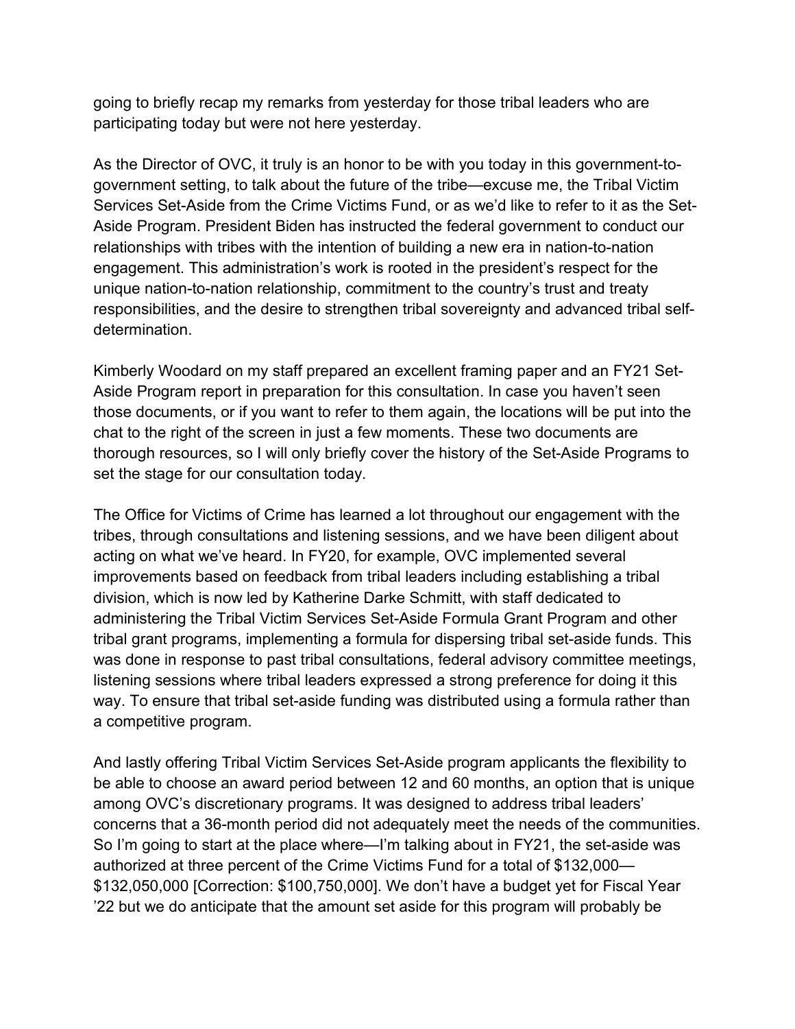going to briefly recap my remarks from yesterday for those tribal leaders who are participating today but were not here yesterday.

As the Director of OVC, it truly is an honor to be with you today in this government-to-government setting, to talk about the future of the tribe—excuse me, the Tribal Victim Services Set-Aside from the Crime Victims Fund, or as we'd like to refer to it as the Set-Aside Program. President Biden has instructed the federal government to conduct our relationships with tribes with the intention of building a new era in nation-to-nation engagement. This administration's work is rooted in the president's respect for the unique nation-to-nation relationship, commitment to the country's trust and treaty responsibilities, and the desire to strengthen tribal sovereignty and advanced tribal self-determination.

Kimberly Woodard on my staff prepared an excellent framing paper and an FY21 Set-Aside Program report in preparation for this consultation. In case you haven't seen those documents, or if you want to refer to them again, the locations will be put into the chat to the right of the screen in just a few moments. These two documents are thorough resources, so I will only briefly cover the history of the Set-Aside Programs to set the stage for our consultation today.

The Office for Victims of Crime has learned a lot throughout our engagement with the tribes, through consultations and listening sessions, and we have been diligent about acting on what we've heard. In FY20, for example, OVC implemented several improvements based on feedback from tribal leaders including establishing a tribal division, which is now led by Katherine Darke Schmitt, with staff dedicated to administering the Tribal Victim Services Set-Aside Formula Grant Program and other tribal grant programs, implementing a formula for dispersing tribal set-aside funds. This was done in response to past tribal consultations, federal advisory committee meetings, listening sessions where tribal leaders expressed a strong preference for doing it this way. To ensure that tribal set-aside funding was distributed using a formula rather than a competitive program.

And lastly offering Tribal Victim Services Set-Aside program applicants the flexibility to be able to choose an award period between 12 and 60 months, an option that is unique among OVC's discretionary programs. It was designed to address tribal leaders' concerns that a 36-month period did not adequately meet the needs of the communities. So I'm going to start at the place where—I'm talking about in FY21, the set-aside was authorized at three percent of the Crime Victims Fund for a total of $132,000—$132,050,000 [Correction: $100,750,000]. We don't have a budget yet for Fiscal Year '22 but we do anticipate that the amount set aside for this program will probably be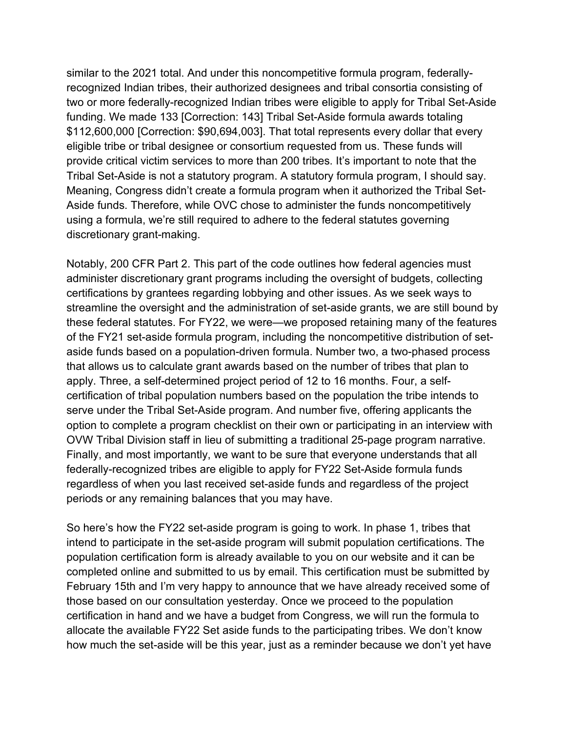similar to the 2021 total. And under this noncompetitive formula program, federally-recognized Indian tribes, their authorized designees and tribal consortia consisting of two or more federally-recognized Indian tribes were eligible to apply for Tribal Set-Aside funding. We made 133 [Correction: 143] Tribal Set-Aside formula awards totaling $112,600,000 [Correction: $90,694,003]. That total represents every dollar that every eligible tribe or tribal designee or consortium requested from us. These funds will provide critical victim services to more than 200 tribes. It's important to note that the Tribal Set-Aside is not a statutory program. A statutory formula program, I should say. Meaning, Congress didn't create a formula program when it authorized the Tribal Set-Aside funds. Therefore, while OVC chose to administer the funds noncompetitively using a formula, we're still required to adhere to the federal statutes governing discretionary grant-making.

Notably, 200 CFR Part 2. This part of the code outlines how federal agencies must administer discretionary grant programs including the oversight of budgets, collecting certifications by grantees regarding lobbying and other issues. As we seek ways to streamline the oversight and the administration of set-aside grants, we are still bound by these federal statutes. For FY22, we were—we proposed retaining many of the features of the FY21 set-aside formula program, including the noncompetitive distribution of set-aside funds based on a population-driven formula. Number two, a two-phased process that allows us to calculate grant awards based on the number of tribes that plan to apply. Three, a self-determined project period of 12 to 16 months. Four, a self-certification of tribal population numbers based on the population the tribe intends to serve under the Tribal Set-Aside program. And number five, offering applicants the option to complete a program checklist on their own or participating in an interview with OVW Tribal Division staff in lieu of submitting a traditional 25-page program narrative. Finally, and most importantly, we want to be sure that everyone understands that all federally-recognized tribes are eligible to apply for FY22 Set-Aside formula funds regardless of when you last received set-aside funds and regardless of the project periods or any remaining balances that you may have.

So here's how the FY22 set-aside program is going to work. In phase 1, tribes that intend to participate in the set-aside program will submit population certifications. The population certification form is already available to you on our website and it can be completed online and submitted to us by email. This certification must be submitted by February 15th and I'm very happy to announce that we have already received some of those based on our consultation yesterday. Once we proceed to the population certification in hand and we have a budget from Congress, we will run the formula to allocate the available FY22 Set aside funds to the participating tribes. We don't know how much the set-aside will be this year, just as a reminder because we don't yet have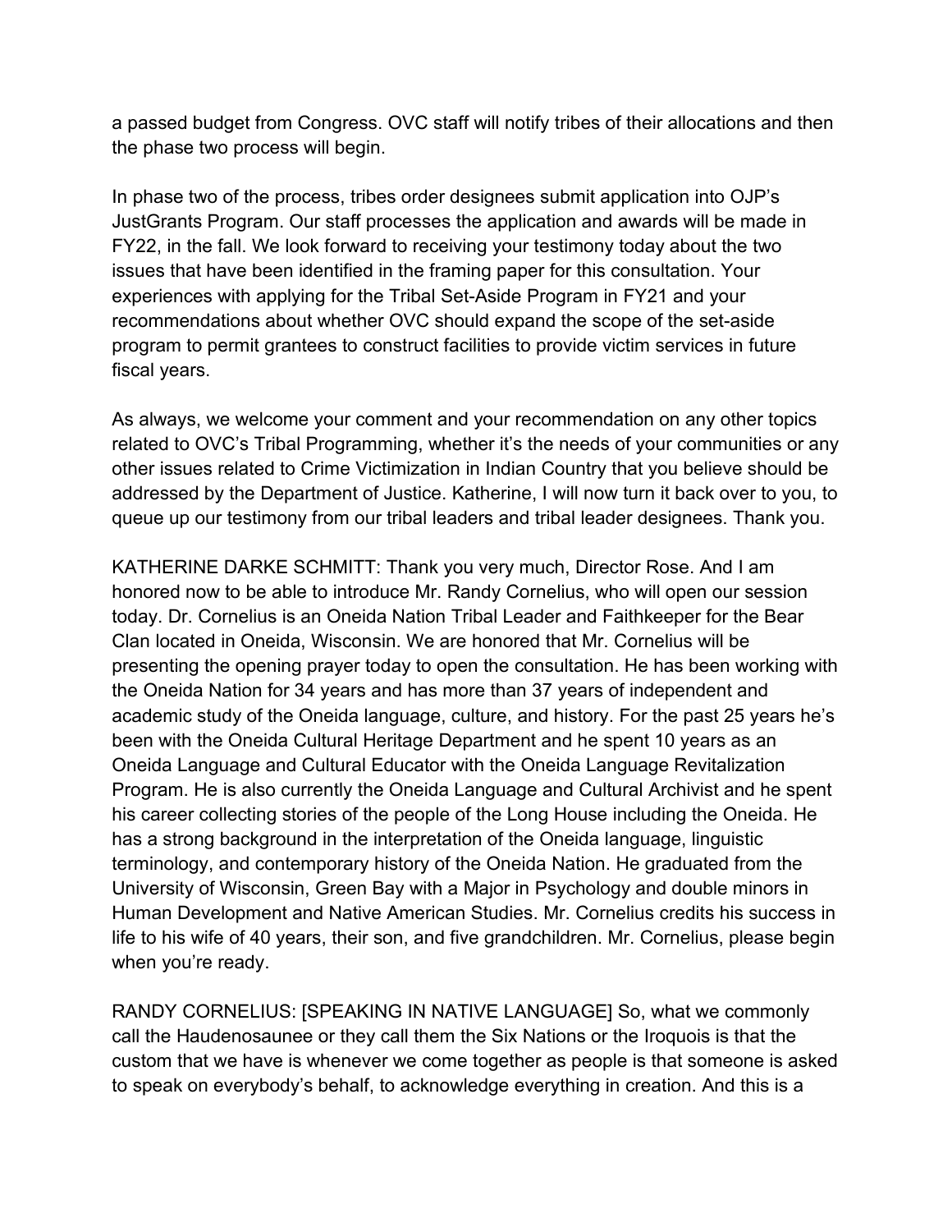a passed budget from Congress. OVC staff will notify tribes of their allocations and then the phase two process will begin.

In phase two of the process, tribes order designees submit application into OJP's JustGrants Program. Our staff processes the application and awards will be made in FY22, in the fall. We look forward to receiving your testimony today about the two issues that have been identified in the framing paper for this consultation. Your experiences with applying for the Tribal Set-Aside Program in FY21 and your recommendations about whether OVC should expand the scope of the set-aside program to permit grantees to construct facilities to provide victim services in future fiscal years.

As always, we welcome your comment and your recommendation on any other topics related to OVC's Tribal Programming, whether it's the needs of your communities or any other issues related to Crime Victimization in Indian Country that you believe should be addressed by the Department of Justice. Katherine, I will now turn it back over to you, to queue up our testimony from our tribal leaders and tribal leader designees. Thank you.

KATHERINE DARKE SCHMITT: Thank you very much, Director Rose. And I am honored now to be able to introduce Mr. Randy Cornelius, who will open our session today. Dr. Cornelius is an Oneida Nation Tribal Leader and Faithkeeper for the Bear Clan located in Oneida, Wisconsin. We are honored that Mr. Cornelius will be presenting the opening prayer today to open the consultation. He has been working with the Oneida Nation for 34 years and has more than 37 years of independent and academic study of the Oneida language, culture, and history. For the past 25 years he's been with the Oneida Cultural Heritage Department and he spent 10 years as an Oneida Language and Cultural Educator with the Oneida Language Revitalization Program. He is also currently the Oneida Language and Cultural Archivist and he spent his career collecting stories of the people of the Long House including the Oneida. He has a strong background in the interpretation of the Oneida language, linguistic terminology, and contemporary history of the Oneida Nation. He graduated from the University of Wisconsin, Green Bay with a Major in Psychology and double minors in Human Development and Native American Studies. Mr. Cornelius credits his success in life to his wife of 40 years, their son, and five grandchildren. Mr. Cornelius, please begin when you're ready.

RANDY CORNELIUS: [SPEAKING IN NATIVE LANGUAGE] So, what we commonly call the Haudenosaunee or they call them the Six Nations or the Iroquois is that the custom that we have is whenever we come together as people is that someone is asked to speak on everybody's behalf, to acknowledge everything in creation. And this is a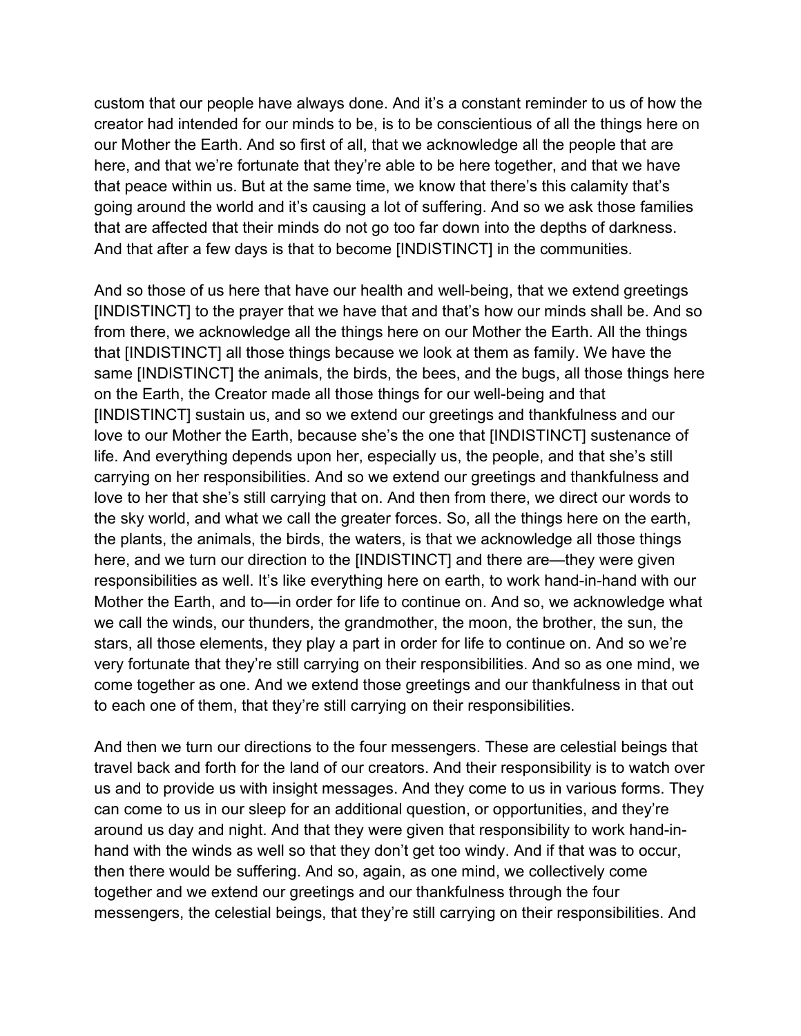custom that our people have always done. And it's a constant reminder to us of how the creator had intended for our minds to be, is to be conscientious of all the things here on our Mother the Earth. And so first of all, that we acknowledge all the people that are here, and that we're fortunate that they're able to be here together, and that we have that peace within us. But at the same time, we know that there's this calamity that's going around the world and it's causing a lot of suffering. And so we ask those families that are affected that their minds do not go too far down into the depths of darkness. And that after a few days is that to become [INDISTINCT] in the communities.

And so those of us here that have our health and well-being, that we extend greetings [INDISTINCT] to the prayer that we have that and that's how our minds shall be. And so from there, we acknowledge all the things here on our Mother the Earth. All the things that [INDISTINCT] all those things because we look at them as family. We have the same [INDISTINCT] the animals, the birds, the bees, and the bugs, all those things here on the Earth, the Creator made all those things for our well-being and that [INDISTINCT] sustain us, and so we extend our greetings and thankfulness and our love to our Mother the Earth, because she's the one that [INDISTINCT] sustenance of life. And everything depends upon her, especially us, the people, and that she's still carrying on her responsibilities. And so we extend our greetings and thankfulness and love to her that she's still carrying that on. And then from there, we direct our words to the sky world, and what we call the greater forces. So, all the things here on the earth, the plants, the animals, the birds, the waters, is that we acknowledge all those things here, and we turn our direction to the [INDISTINCT] and there are—they were given responsibilities as well. It's like everything here on earth, to work hand-in-hand with our Mother the Earth, and to—in order for life to continue on. And so, we acknowledge what we call the winds, our thunders, the grandmother, the moon, the brother, the sun, the stars, all those elements, they play a part in order for life to continue on. And so we're very fortunate that they're still carrying on their responsibilities. And so as one mind, we come together as one. And we extend those greetings and our thankfulness in that out to each one of them, that they're still carrying on their responsibilities.

And then we turn our directions to the four messengers. These are celestial beings that travel back and forth for the land of our creators. And their responsibility is to watch over us and to provide us with insight messages. And they come to us in various forms. They can come to us in our sleep for an additional question, or opportunities, and they're around us day and night. And that they were given that responsibility to work hand-in-hand with the winds as well so that they don't get too windy. And if that was to occur, then there would be suffering. And so, again, as one mind, we collectively come together and we extend our greetings and our thankfulness through the four messengers, the celestial beings, that they're still carrying on their responsibilities. And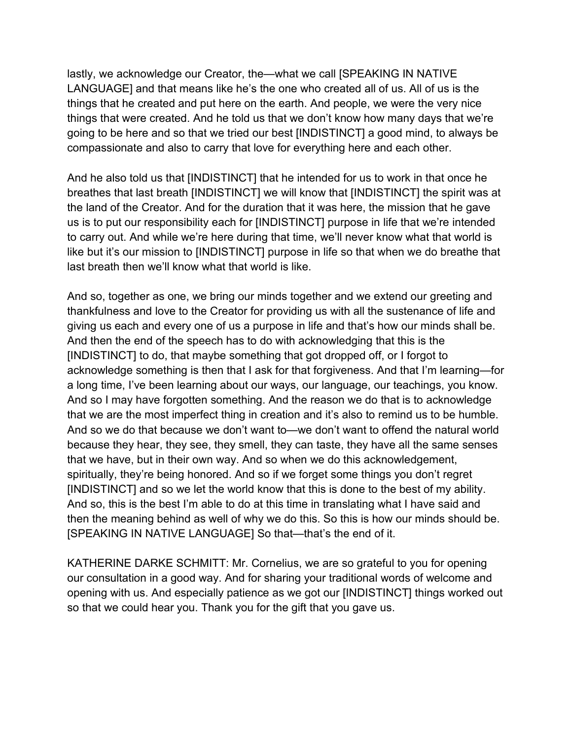lastly, we acknowledge our Creator, the—what we call [SPEAKING IN NATIVE LANGUAGE] and that means like he's the one who created all of us. All of us is the things that he created and put here on the earth. And people, we were the very nice things that were created. And he told us that we don't know how many days that we're going to be here and so that we tried our best [INDISTINCT] a good mind, to always be compassionate and also to carry that love for everything here and each other.

And he also told us that [INDISTINCT] that he intended for us to work in that once he breathes that last breath [INDISTINCT] we will know that [INDISTINCT] the spirit was at the land of the Creator. And for the duration that it was here, the mission that he gave us is to put our responsibility each for [INDISTINCT] purpose in life that we're intended to carry out. And while we're here during that time, we'll never know what that world is like but it's our mission to [INDISTINCT] purpose in life so that when we do breathe that last breath then we'll know what that world is like.

And so, together as one, we bring our minds together and we extend our greeting and thankfulness and love to the Creator for providing us with all the sustenance of life and giving us each and every one of us a purpose in life and that's how our minds shall be. And then the end of the speech has to do with acknowledging that this is the [INDISTINCT] to do, that maybe something that got dropped off, or I forgot to acknowledge something is then that I ask for that forgiveness. And that I'm learning—for a long time, I've been learning about our ways, our language, our teachings, you know. And so I may have forgotten something. And the reason we do that is to acknowledge that we are the most imperfect thing in creation and it's also to remind us to be humble. And so we do that because we don't want to—we don't want to offend the natural world because they hear, they see, they smell, they can taste, they have all the same senses that we have, but in their own way. And so when we do this acknowledgement, spiritually, they're being honored. And so if we forget some things you don't regret [INDISTINCT] and so we let the world know that this is done to the best of my ability. And so, this is the best I'm able to do at this time in translating what I have said and then the meaning behind as well of why we do this. So this is how our minds should be. [SPEAKING IN NATIVE LANGUAGE] So that—that's the end of it.

KATHERINE DARKE SCHMITT: Mr. Cornelius, we are so grateful to you for opening our consultation in a good way. And for sharing your traditional words of welcome and opening with us. And especially patience as we got our [INDISTINCT] things worked out so that we could hear you. Thank you for the gift that you gave us.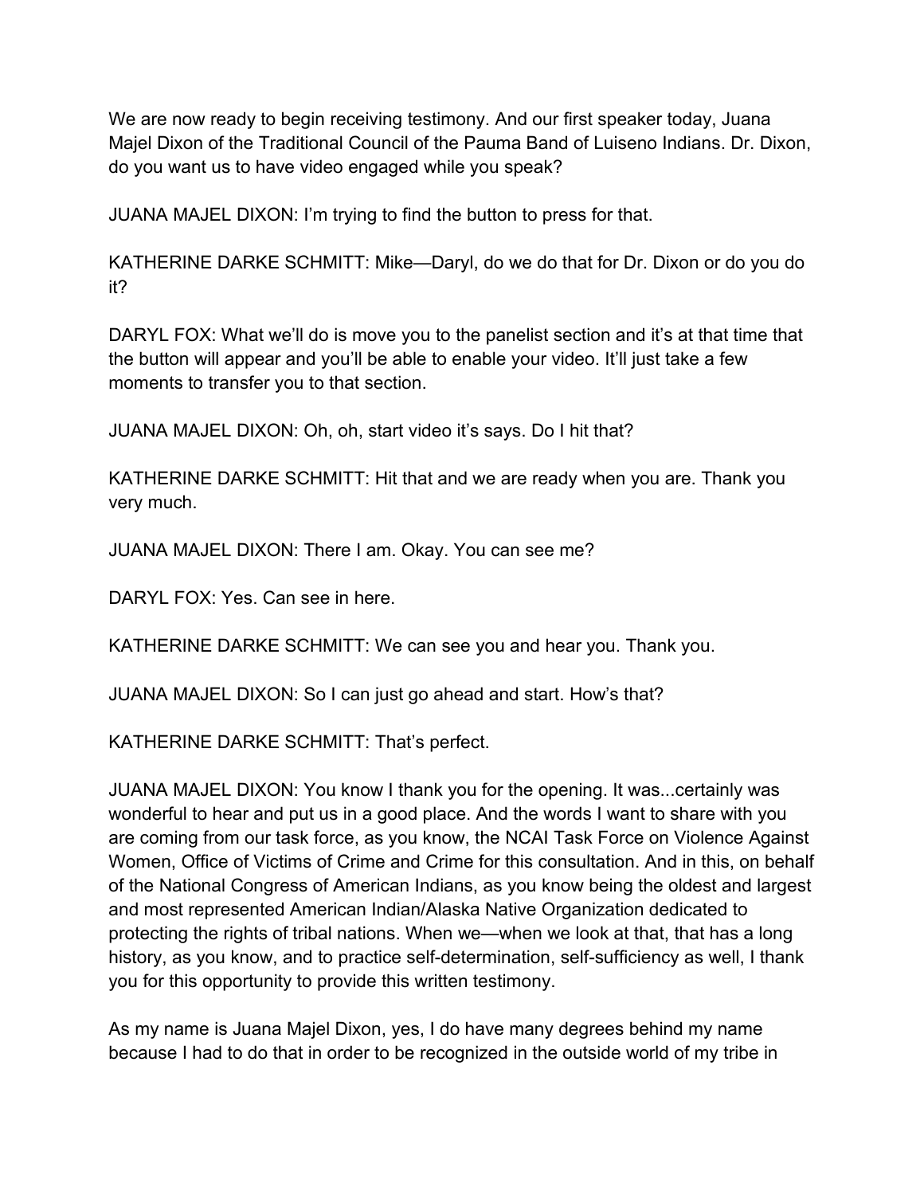We are now ready to begin receiving testimony. And our first speaker today, Juana Majel Dixon of the Traditional Council of the Pauma Band of Luiseno Indians. Dr. Dixon, do you want us to have video engaged while you speak?

JUANA MAJEL DIXON: I'm trying to find the button to press for that.

KATHERINE DARKE SCHMITT: Mike—Daryl, do we do that for Dr. Dixon or do you do it?

DARYL FOX: What we'll do is move you to the panelist section and it's at that time that the button will appear and you'll be able to enable your video. It'll just take a few moments to transfer you to that section.

JUANA MAJEL DIXON: Oh, oh, start video it's says. Do I hit that?

KATHERINE DARKE SCHMITT: Hit that and we are ready when you are. Thank you very much.

JUANA MAJEL DIXON: There I am. Okay. You can see me?

DARYL FOX: Yes. Can see in here.

KATHERINE DARKE SCHMITT: We can see you and hear you. Thank you.

JUANA MAJEL DIXON: So I can just go ahead and start. How's that?

KATHERINE DARKE SCHMITT: That's perfect.

JUANA MAJEL DIXON: You know I thank you for the opening. It was...certainly was wonderful to hear and put us in a good place. And the words I want to share with you are coming from our task force, as you know, the NCAI Task Force on Violence Against Women, Office of Victims of Crime and Crime for this consultation. And in this, on behalf of the National Congress of American Indians, as you know being the oldest and largest and most represented American Indian/Alaska Native Organization dedicated to protecting the rights of tribal nations. When we—when we look at that, that has a long history, as you know, and to practice self-determination, self-sufficiency as well, I thank you for this opportunity to provide this written testimony.

As my name is Juana Majel Dixon, yes, I do have many degrees behind my name because I had to do that in order to be recognized in the outside world of my tribe in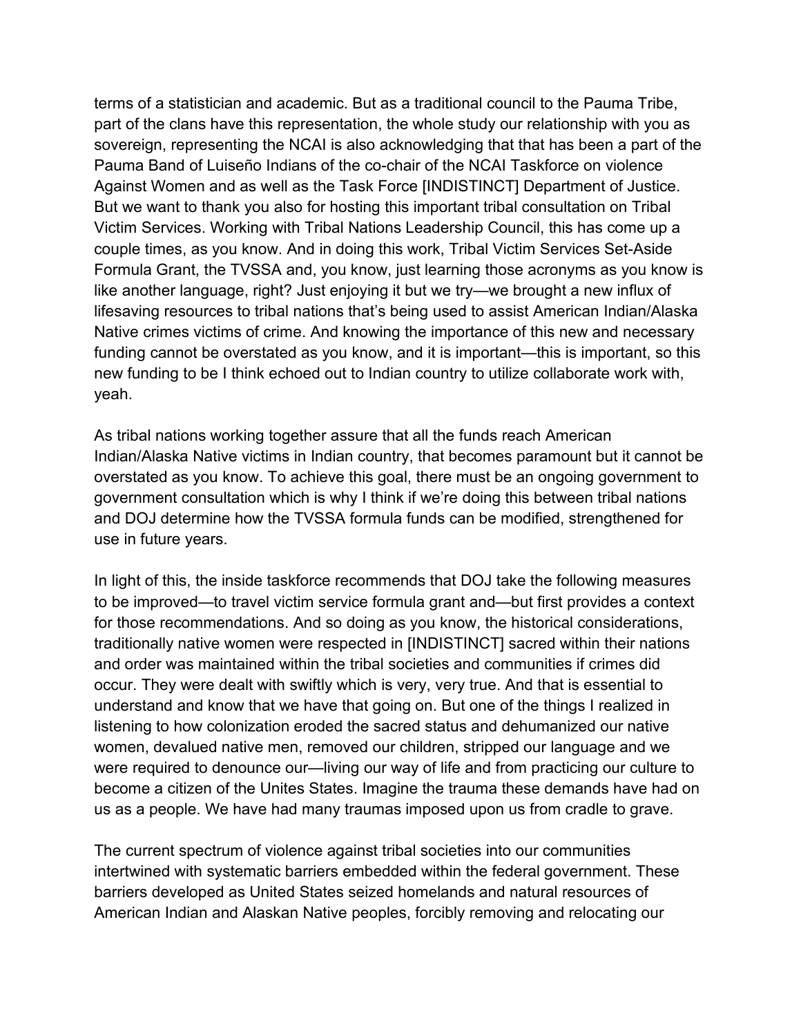terms of a statistician and academic. But as a traditional council to the Pauma Tribe, part of the clans have this representation, the whole study our relationship with you as sovereign, representing the NCAI is also acknowledging that that has been a part of the Pauma Band of Luiseño Indians of the co-chair of the NCAI Taskforce on violence Against Women and as well as the Task Force [INDISTINCT] Department of Justice. But we want to thank you also for hosting this important tribal consultation on Tribal Victim Services. Working with Tribal Nations Leadership Council, this has come up a couple times, as you know. And in doing this work, Tribal Victim Services Set-Aside Formula Grant, the TVSSA and, you know, just learning those acronyms as you know is like another language, right? Just enjoying it but we try—we brought a new influx of lifesaving resources to tribal nations that's being used to assist American Indian/Alaska Native crimes victims of crime. And knowing the importance of this new and necessary funding cannot be overstated as you know, and it is important—this is important, so this new funding to be I think echoed out to Indian country to utilize collaborate work with, yeah.

As tribal nations working together assure that all the funds reach American Indian/Alaska Native victims in Indian country, that becomes paramount but it cannot be overstated as you know. To achieve this goal, there must be an ongoing government to government consultation which is why I think if we're doing this between tribal nations and DOJ determine how the TVSSA formula funds can be modified, strengthened for use in future years.

In light of this, the inside taskforce recommends that DOJ take the following measures to be improved—to travel victim service formula grant and—but first provides a context for those recommendations. And so doing as you know, the historical considerations, traditionally native women were respected in [INDISTINCT] sacred within their nations and order was maintained within the tribal societies and communities if crimes did occur. They were dealt with swiftly which is very, very true. And that is essential to understand and know that we have that going on. But one of the things I realized in listening to how colonization eroded the sacred status and dehumanized our native women, devalued native men, removed our children, stripped our language and we were required to denounce our—living our way of life and from practicing our culture to become a citizen of the Unites States. Imagine the trauma these demands have had on us as a people. We have had many traumas imposed upon us from cradle to grave.

The current spectrum of violence against tribal societies into our communities intertwined with systematic barriers embedded within the federal government. These barriers developed as United States seized homelands and natural resources of American Indian and Alaskan Native peoples, forcibly removing and relocating our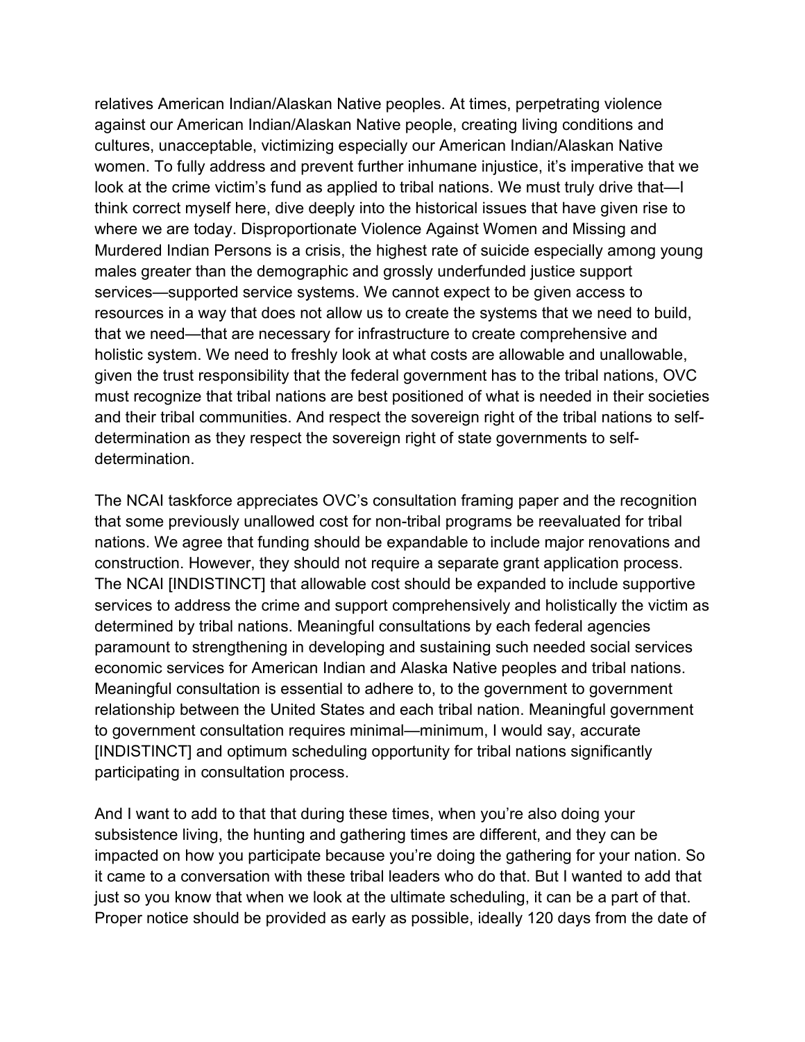relatives American Indian/Alaskan Native peoples. At times, perpetrating violence against our American Indian/Alaskan Native people, creating living conditions and cultures, unacceptable, victimizing especially our American Indian/Alaskan Native women. To fully address and prevent further inhumane injustice, it's imperative that we look at the crime victim's fund as applied to tribal nations. We must truly drive that—I think correct myself here, dive deeply into the historical issues that have given rise to where we are today. Disproportionate Violence Against Women and Missing and Murdered Indian Persons is a crisis, the highest rate of suicide especially among young males greater than the demographic and grossly underfunded justice support services—supported service systems. We cannot expect to be given access to resources in a way that does not allow us to create the systems that we need to build, that we need—that are necessary for infrastructure to create comprehensive and holistic system. We need to freshly look at what costs are allowable and unallowable, given the trust responsibility that the federal government has to the tribal nations, OVC must recognize that tribal nations are best positioned of what is needed in their societies and their tribal communities. And respect the sovereign right of the tribal nations to self-determination as they respect the sovereign right of state governments to self-determination.

The NCAI taskforce appreciates OVC's consultation framing paper and the recognition that some previously unallowed cost for non-tribal programs be reevaluated for tribal nations. We agree that funding should be expandable to include major renovations and construction. However, they should not require a separate grant application process. The NCAI [INDISTINCT] that allowable cost should be expanded to include supportive services to address the crime and support comprehensively and holistically the victim as determined by tribal nations. Meaningful consultations by each federal agencies paramount to strengthening in developing and sustaining such needed social services economic services for American Indian and Alaska Native peoples and tribal nations. Meaningful consultation is essential to adhere to, to the government to government relationship between the United States and each tribal nation. Meaningful government to government consultation requires minimal—minimum, I would say, accurate [INDISTINCT] and optimum scheduling opportunity for tribal nations significantly participating in consultation process.

And I want to add to that that during these times, when you're also doing your subsistence living, the hunting and gathering times are different, and they can be impacted on how you participate because you're doing the gathering for your nation. So it came to a conversation with these tribal leaders who do that. But I wanted to add that just so you know that when we look at the ultimate scheduling, it can be a part of that. Proper notice should be provided as early as possible, ideally 120 days from the date of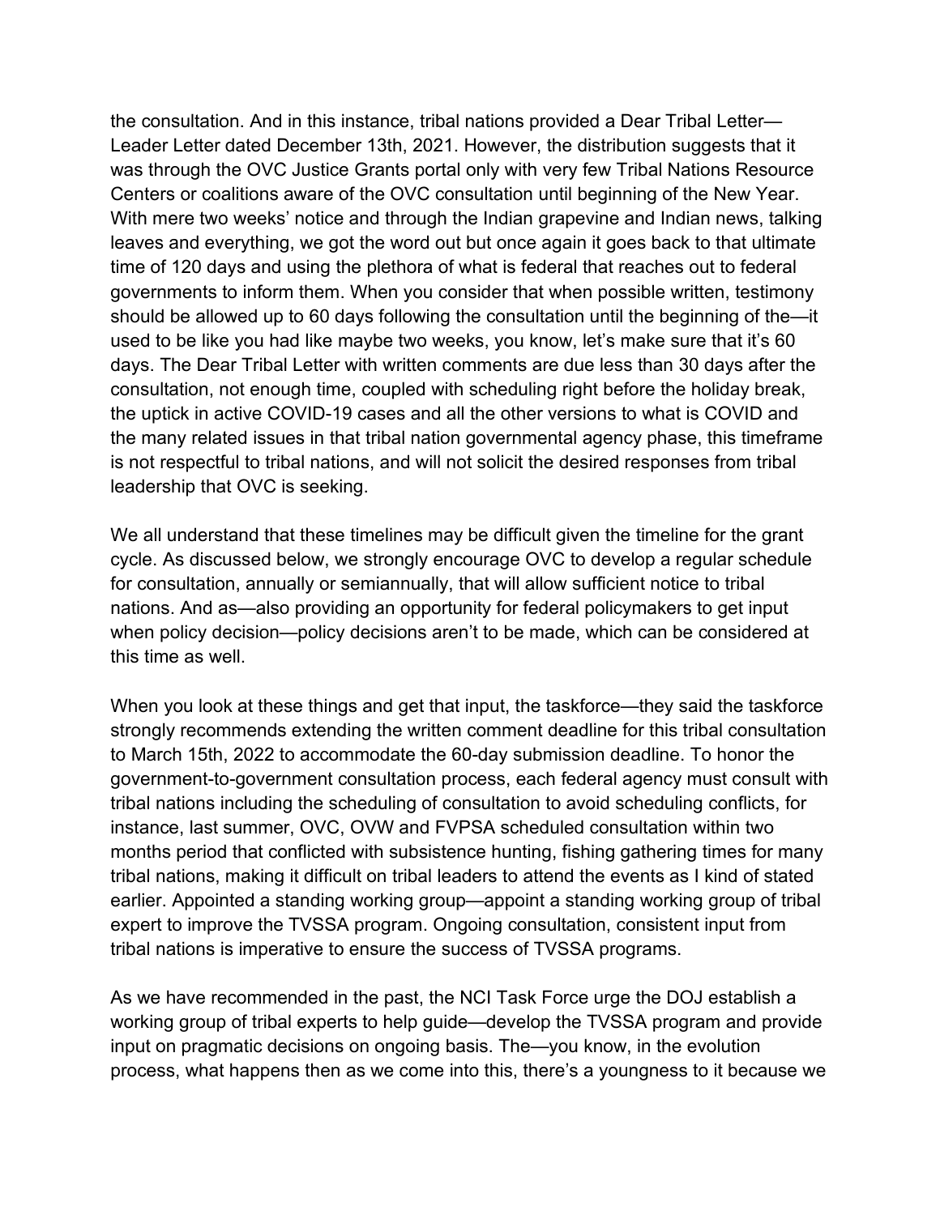the consultation. And in this instance, tribal nations provided a Dear Tribal Letter—Leader Letter dated December 13th, 2021. However, the distribution suggests that it was through the OVC Justice Grants portal only with very few Tribal Nations Resource Centers or coalitions aware of the OVC consultation until beginning of the New Year. With mere two weeks' notice and through the Indian grapevine and Indian news, talking leaves and everything, we got the word out but once again it goes back to that ultimate time of 120 days and using the plethora of what is federal that reaches out to federal governments to inform them. When you consider that when possible written, testimony should be allowed up to 60 days following the consultation until the beginning of the—it used to be like you had like maybe two weeks, you know, let's make sure that it's 60 days. The Dear Tribal Letter with written comments are due less than 30 days after the consultation, not enough time, coupled with scheduling right before the holiday break, the uptick in active COVID-19 cases and all the other versions to what is COVID and the many related issues in that tribal nation governmental agency phase, this timeframe is not respectful to tribal nations, and will not solicit the desired responses from tribal leadership that OVC is seeking.

We all understand that these timelines may be difficult given the timeline for the grant cycle. As discussed below, we strongly encourage OVC to develop a regular schedule for consultation, annually or semiannually, that will allow sufficient notice to tribal nations. And as—also providing an opportunity for federal policymakers to get input when policy decision—policy decisions aren't to be made, which can be considered at this time as well.

When you look at these things and get that input, the taskforce—they said the taskforce strongly recommends extending the written comment deadline for this tribal consultation to March 15th, 2022 to accommodate the 60-day submission deadline. To honor the government-to-government consultation process, each federal agency must consult with tribal nations including the scheduling of consultation to avoid scheduling conflicts, for instance, last summer, OVC, OVW and FVPSA scheduled consultation within two months period that conflicted with subsistence hunting, fishing gathering times for many tribal nations, making it difficult on tribal leaders to attend the events as I kind of stated earlier. Appointed a standing working group—appoint a standing working group of tribal expert to improve the TVSSA program. Ongoing consultation, consistent input from tribal nations is imperative to ensure the success of TVSSA programs.

As we have recommended in the past, the NCI Task Force urge the DOJ establish a working group of tribal experts to help guide—develop the TVSSA program and provide input on pragmatic decisions on ongoing basis. The—you know, in the evolution process, what happens then as we come into this, there's a youngness to it because we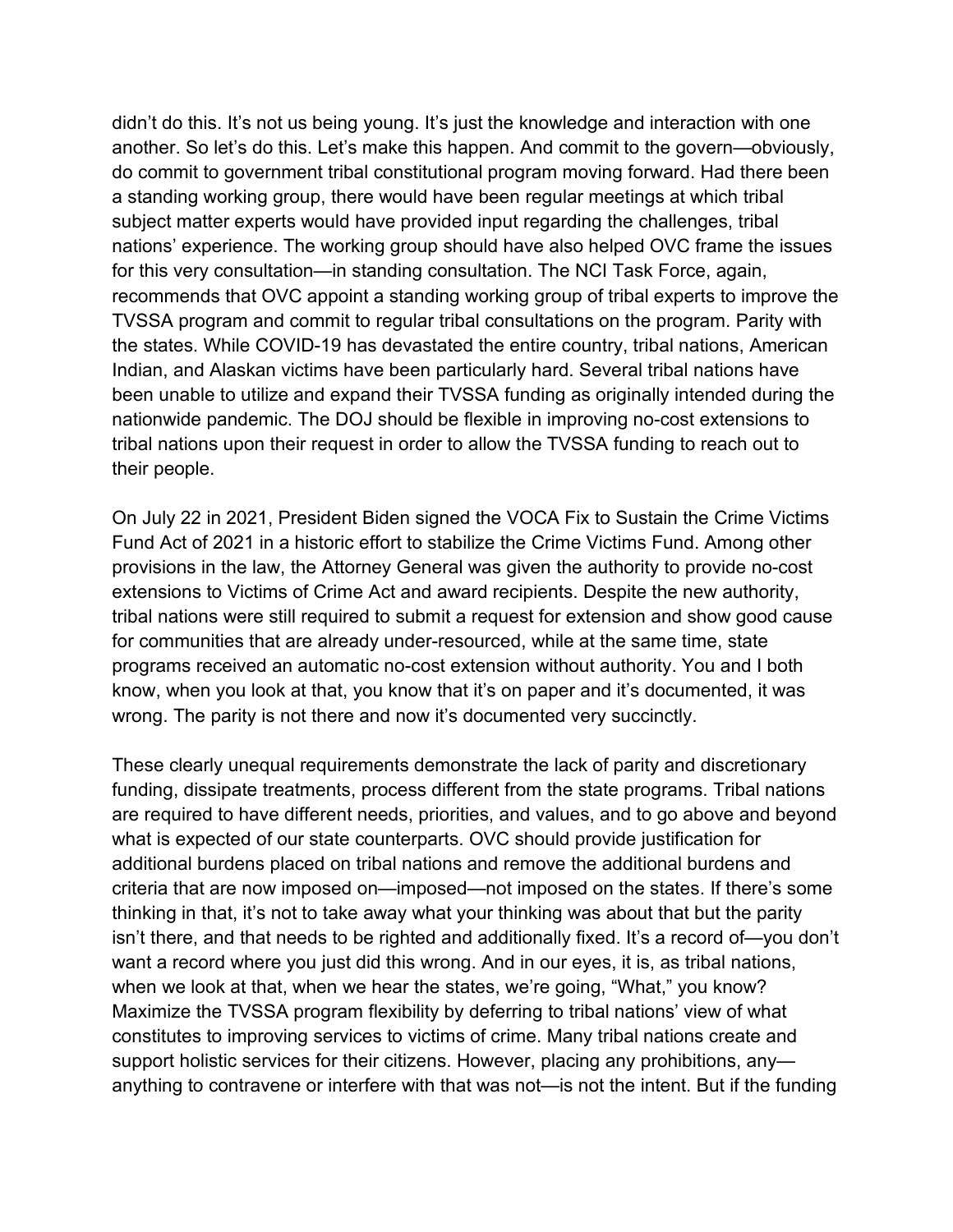didn't do this. It's not us being young. It's just the knowledge and interaction with one another. So let's do this. Let's make this happen. And commit to the govern—obviously, do commit to government tribal constitutional program moving forward. Had there been a standing working group, there would have been regular meetings at which tribal subject matter experts would have provided input regarding the challenges, tribal nations' experience. The working group should have also helped OVC frame the issues for this very consultation—in standing consultation. The NCI Task Force, again, recommends that OVC appoint a standing working group of tribal experts to improve the TVSSA program and commit to regular tribal consultations on the program. Parity with the states. While COVID-19 has devastated the entire country, tribal nations, American Indian, and Alaskan victims have been particularly hard. Several tribal nations have been unable to utilize and expand their TVSSA funding as originally intended during the nationwide pandemic. The DOJ should be flexible in improving no-cost extensions to tribal nations upon their request in order to allow the TVSSA funding to reach out to their people.

On July 22 in 2021, President Biden signed the VOCA Fix to Sustain the Crime Victims Fund Act of 2021 in a historic effort to stabilize the Crime Victims Fund. Among other provisions in the law, the Attorney General was given the authority to provide no-cost extensions to Victims of Crime Act and award recipients. Despite the new authority, tribal nations were still required to submit a request for extension and show good cause for communities that are already under-resourced, while at the same time, state programs received an automatic no-cost extension without authority. You and I both know, when you look at that, you know that it's on paper and it's documented, it was wrong. The parity is not there and now it's documented very succinctly.

These clearly unequal requirements demonstrate the lack of parity and discretionary funding, dissipate treatments, process different from the state programs. Tribal nations are required to have different needs, priorities, and values, and to go above and beyond what is expected of our state counterparts. OVC should provide justification for additional burdens placed on tribal nations and remove the additional burdens and criteria that are now imposed on—imposed—not imposed on the states. If there's some thinking in that, it's not to take away what your thinking was about that but the parity isn't there, and that needs to be righted and additionally fixed. It's a record of—you don't want a record where you just did this wrong. And in our eyes, it is, as tribal nations, when we look at that, when we hear the states, we're going, "What," you know? Maximize the TVSSA program flexibility by deferring to tribal nations' view of what constitutes to improving services to victims of crime. Many tribal nations create and support holistic services for their citizens. However, placing any prohibitions, any—anything to contravene or interfere with that was not—is not the intent. But if the funding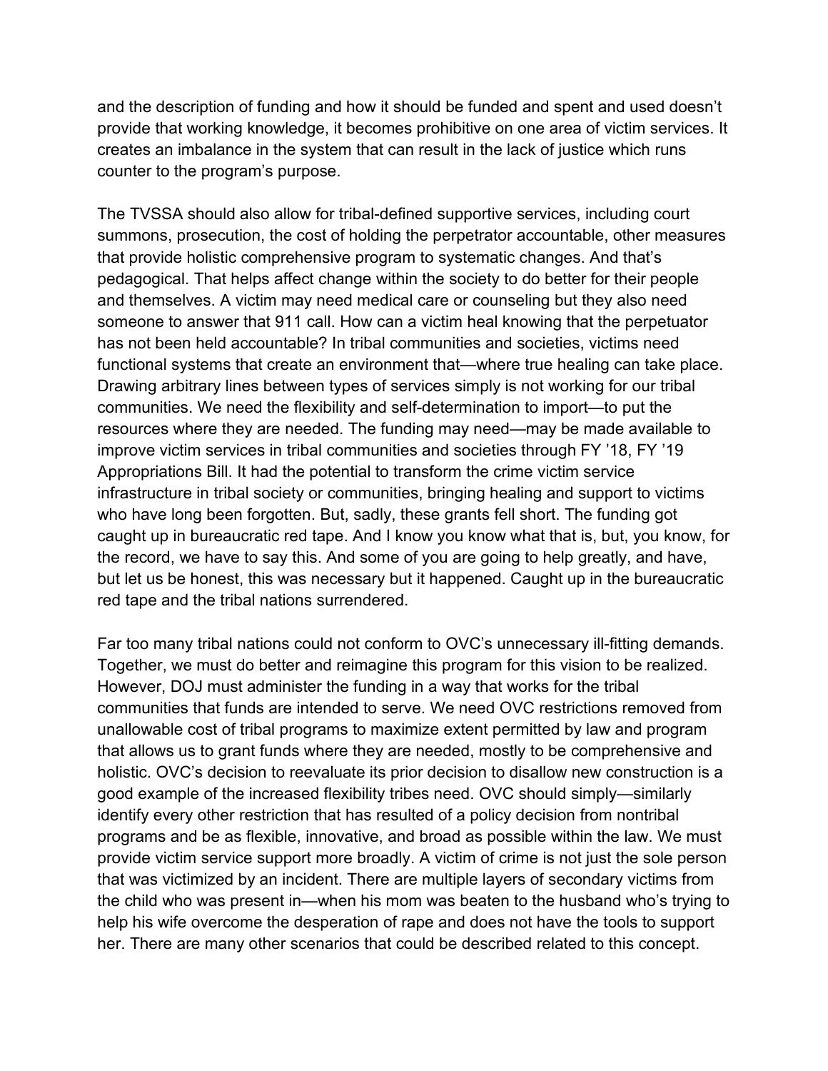and the description of funding and how it should be funded and spent and used doesn't provide that working knowledge, it becomes prohibitive on one area of victim services. It creates an imbalance in the system that can result in the lack of justice which runs counter to the program's purpose.

The TVSSA should also allow for tribal-defined supportive services, including court summons, prosecution, the cost of holding the perpetrator accountable, other measures that provide holistic comprehensive program to systematic changes. And that's pedagogical. That helps affect change within the society to do better for their people and themselves. A victim may need medical care or counseling but they also need someone to answer that 911 call. How can a victim heal knowing that the perpetuator has not been held accountable? In tribal communities and societies, victims need functional systems that create an environment that—where true healing can take place. Drawing arbitrary lines between types of services simply is not working for our tribal communities. We need the flexibility and self-determination to import—to put the resources where they are needed. The funding may need—may be made available to improve victim services in tribal communities and societies through FY '18, FY '19 Appropriations Bill. It had the potential to transform the crime victim service infrastructure in tribal society or communities, bringing healing and support to victims who have long been forgotten. But, sadly, these grants fell short. The funding got caught up in bureaucratic red tape. And I know you know what that is, but, you know, for the record, we have to say this. And some of you are going to help greatly, and have, but let us be honest, this was necessary but it happened. Caught up in the bureaucratic red tape and the tribal nations surrendered.

Far too many tribal nations could not conform to OVC's unnecessary ill-fitting demands. Together, we must do better and reimagine this program for this vision to be realized. However, DOJ must administer the funding in a way that works for the tribal communities that funds are intended to serve. We need OVC restrictions removed from unallowable cost of tribal programs to maximize extent permitted by law and program that allows us to grant funds where they are needed, mostly to be comprehensive and holistic. OVC's decision to reevaluate its prior decision to disallow new construction is a good example of the increased flexibility tribes need. OVC should simply—similarly identify every other restriction that has resulted of a policy decision from nontribal programs and be as flexible, innovative, and broad as possible within the law. We must provide victim service support more broadly. A victim of crime is not just the sole person that was victimized by an incident. There are multiple layers of secondary victims from the child who was present in—when his mom was beaten to the husband who's trying to help his wife overcome the desperation of rape and does not have the tools to support her. There are many other scenarios that could be described related to this concept.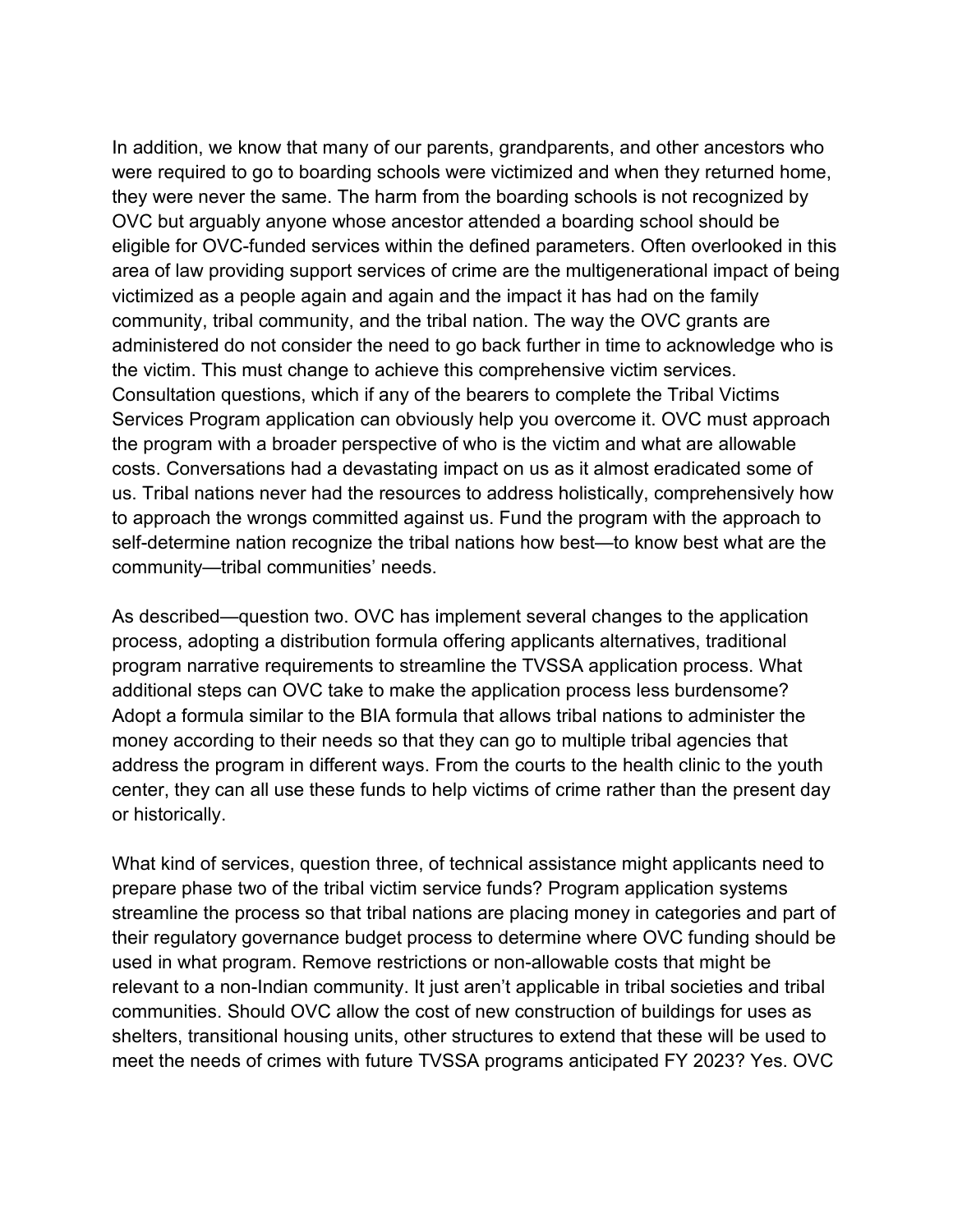In addition, we know that many of our parents, grandparents, and other ancestors who were required to go to boarding schools were victimized and when they returned home, they were never the same. The harm from the boarding schools is not recognized by OVC but arguably anyone whose ancestor attended a boarding school should be eligible for OVC-funded services within the defined parameters. Often overlooked in this area of law providing support services of crime are the multigenerational impact of being victimized as a people again and again and the impact it has had on the family community, tribal community, and the tribal nation. The way the OVC grants are administered do not consider the need to go back further in time to acknowledge who is the victim. This must change to achieve this comprehensive victim services. Consultation questions, which if any of the bearers to complete the Tribal Victims Services Program application can obviously help you overcome it. OVC must approach the program with a broader perspective of who is the victim and what are allowable costs. Conversations had a devastating impact on us as it almost eradicated some of us. Tribal nations never had the resources to address holistically, comprehensively how to approach the wrongs committed against us. Fund the program with the approach to self-determine nation recognize the tribal nations how best—to know best what are the community—tribal communities' needs.

As described—question two. OVC has implement several changes to the application process, adopting a distribution formula offering applicants alternatives, traditional program narrative requirements to streamline the TVSSA application process. What additional steps can OVC take to make the application process less burdensome? Adopt a formula similar to the BIA formula that allows tribal nations to administer the money according to their needs so that they can go to multiple tribal agencies that address the program in different ways. From the courts to the health clinic to the youth center, they can all use these funds to help victims of crime rather than the present day or historically.

What kind of services, question three, of technical assistance might applicants need to prepare phase two of the tribal victim service funds? Program application systems streamline the process so that tribal nations are placing money in categories and part of their regulatory governance budget process to determine where OVC funding should be used in what program. Remove restrictions or non-allowable costs that might be relevant to a non-Indian community. It just aren't applicable in tribal societies and tribal communities. Should OVC allow the cost of new construction of buildings for uses as shelters, transitional housing units, other structures to extend that these will be used to meet the needs of crimes with future TVSSA programs anticipated FY 2023? Yes. OVC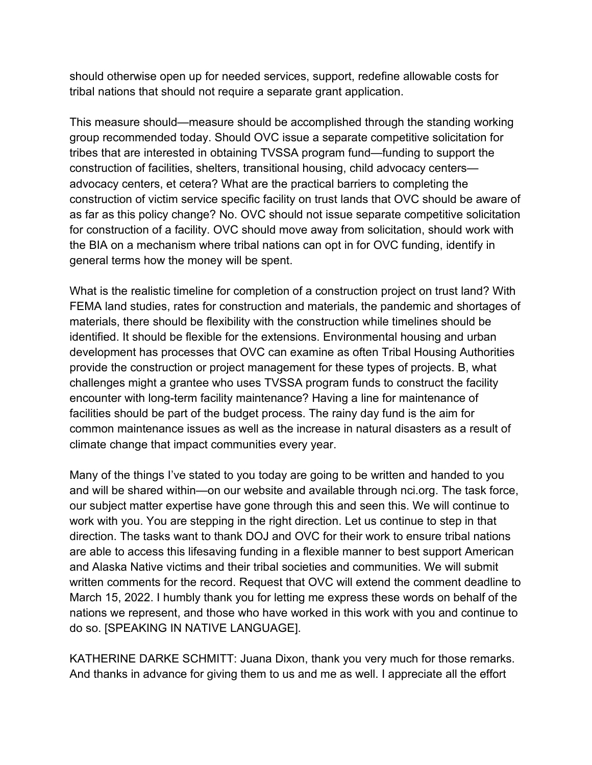should otherwise open up for needed services, support, redefine allowable costs for tribal nations that should not require a separate grant application.

This measure should—measure should be accomplished through the standing working group recommended today. Should OVC issue a separate competitive solicitation for tribes that are interested in obtaining TVSSA program fund—funding to support the construction of facilities, shelters, transitional housing, child advocacy centers—advocacy centers, et cetera? What are the practical barriers to completing the construction of victim service specific facility on trust lands that OVC should be aware of as far as this policy change? No. OVC should not issue separate competitive solicitation for construction of a facility. OVC should move away from solicitation, should work with the BIA on a mechanism where tribal nations can opt in for OVC funding, identify in general terms how the money will be spent.

What is the realistic timeline for completion of a construction project on trust land? With FEMA land studies, rates for construction and materials, the pandemic and shortages of materials, there should be flexibility with the construction while timelines should be identified. It should be flexible for the extensions. Environmental housing and urban development has processes that OVC can examine as often Tribal Housing Authorities provide the construction or project management for these types of projects. B, what challenges might a grantee who uses TVSSA program funds to construct the facility encounter with long-term facility maintenance? Having a line for maintenance of facilities should be part of the budget process. The rainy day fund is the aim for common maintenance issues as well as the increase in natural disasters as a result of climate change that impact communities every year.

Many of the things I've stated to you today are going to be written and handed to you and will be shared within—on our website and available through nci.org. The task force, our subject matter expertise have gone through this and seen this. We will continue to work with you. You are stepping in the right direction. Let us continue to step in that direction. The tasks want to thank DOJ and OVC for their work to ensure tribal nations are able to access this lifesaving funding in a flexible manner to best support American and Alaska Native victims and their tribal societies and communities. We will submit written comments for the record. Request that OVC will extend the comment deadline to March 15, 2022. I humbly thank you for letting me express these words on behalf of the nations we represent, and those who have worked in this work with you and continue to do so. [SPEAKING IN NATIVE LANGUAGE].

KATHERINE DARKE SCHMITT: Juana Dixon, thank you very much for those remarks. And thanks in advance for giving them to us and me as well. I appreciate all the effort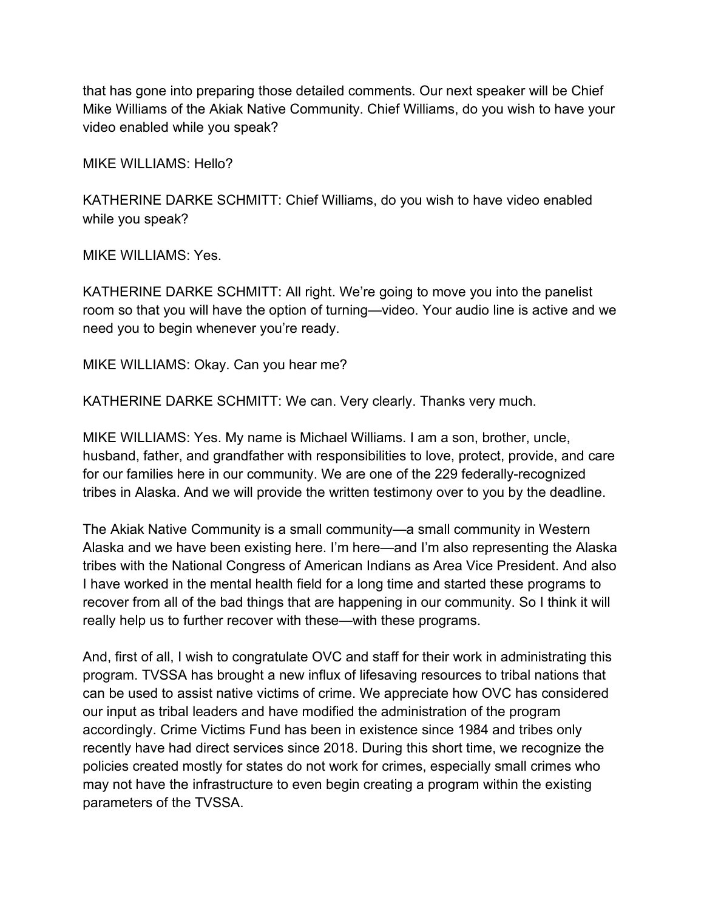that has gone into preparing those detailed comments. Our next speaker will be Chief Mike Williams of the Akiak Native Community. Chief Williams, do you wish to have your video enabled while you speak?

MIKE WILLIAMS: Hello?

KATHERINE DARKE SCHMITT: Chief Williams, do you wish to have video enabled while you speak?

MIKE WILLIAMS: Yes.

KATHERINE DARKE SCHMITT: All right. We're going to move you into the panelist room so that you will have the option of turning—video. Your audio line is active and we need you to begin whenever you're ready.

MIKE WILLIAMS: Okay. Can you hear me?

KATHERINE DARKE SCHMITT: We can. Very clearly. Thanks very much.

MIKE WILLIAMS: Yes. My name is Michael Williams. I am a son, brother, uncle, husband, father, and grandfather with responsibilities to love, protect, provide, and care for our families here in our community. We are one of the 229 federally-recognized tribes in Alaska. And we will provide the written testimony over to you by the deadline.

The Akiak Native Community is a small community—a small community in Western Alaska and we have been existing here. I'm here—and I'm also representing the Alaska tribes with the National Congress of American Indians as Area Vice President. And also I have worked in the mental health field for a long time and started these programs to recover from all of the bad things that are happening in our community. So I think it will really help us to further recover with these—with these programs.

And, first of all, I wish to congratulate OVC and staff for their work in administrating this program. TVSSA has brought a new influx of lifesaving resources to tribal nations that can be used to assist native victims of crime. We appreciate how OVC has considered our input as tribal leaders and have modified the administration of the program accordingly. Crime Victims Fund has been in existence since 1984 and tribes only recently have had direct services since 2018. During this short time, we recognize the policies created mostly for states do not work for crimes, especially small crimes who may not have the infrastructure to even begin creating a program within the existing parameters of the TVSSA.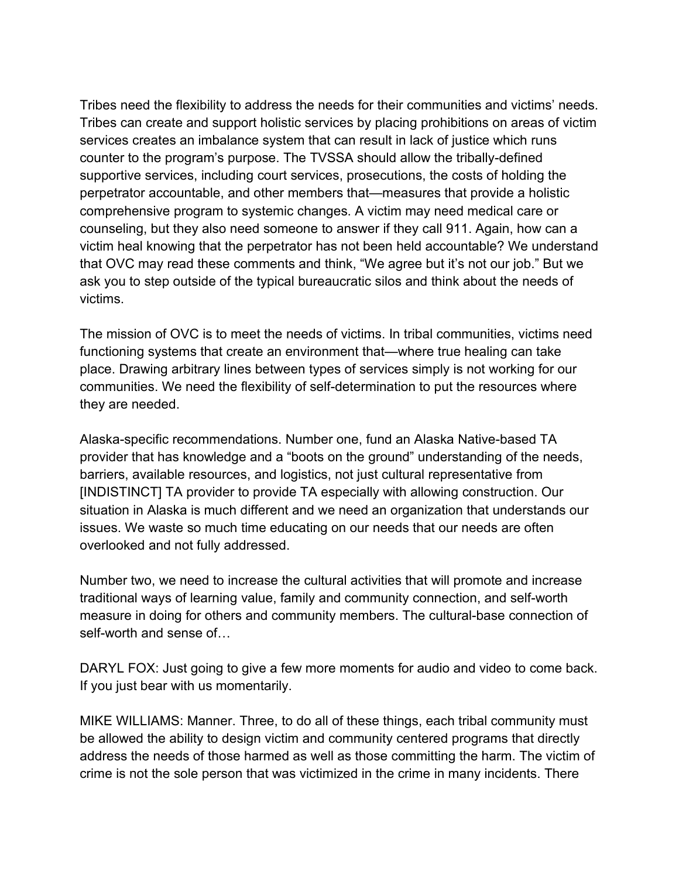Tribes need the flexibility to address the needs for their communities and victims' needs. Tribes can create and support holistic services by placing prohibitions on areas of victim services creates an imbalance system that can result in lack of justice which runs counter to the program's purpose. The TVSSA should allow the tribally-defined supportive services, including court services, prosecutions, the costs of holding the perpetrator accountable, and other members that—measures that provide a holistic comprehensive program to systemic changes. A victim may need medical care or counseling, but they also need someone to answer if they call 911. Again, how can a victim heal knowing that the perpetrator has not been held accountable? We understand that OVC may read these comments and think, "We agree but it's not our job." But we ask you to step outside of the typical bureaucratic silos and think about the needs of victims.

The mission of OVC is to meet the needs of victims. In tribal communities, victims need functioning systems that create an environment that—where true healing can take place. Drawing arbitrary lines between types of services simply is not working for our communities. We need the flexibility of self-determination to put the resources where they are needed.

Alaska-specific recommendations. Number one, fund an Alaska Native-based TA provider that has knowledge and a "boots on the ground" understanding of the needs, barriers, available resources, and logistics, not just cultural representative from [INDISTINCT] TA provider to provide TA especially with allowing construction. Our situation in Alaska is much different and we need an organization that understands our issues. We waste so much time educating on our needs that our needs are often overlooked and not fully addressed.

Number two, we need to increase the cultural activities that will promote and increase traditional ways of learning value, family and community connection, and self-worth measure in doing for others and community members. The cultural-base connection of self-worth and sense of…

DARYL FOX: Just going to give a few more moments for audio and video to come back. If you just bear with us momentarily.

MIKE WILLIAMS: Manner. Three, to do all of these things, each tribal community must be allowed the ability to design victim and community centered programs that directly address the needs of those harmed as well as those committing the harm. The victim of crime is not the sole person that was victimized in the crime in many incidents. There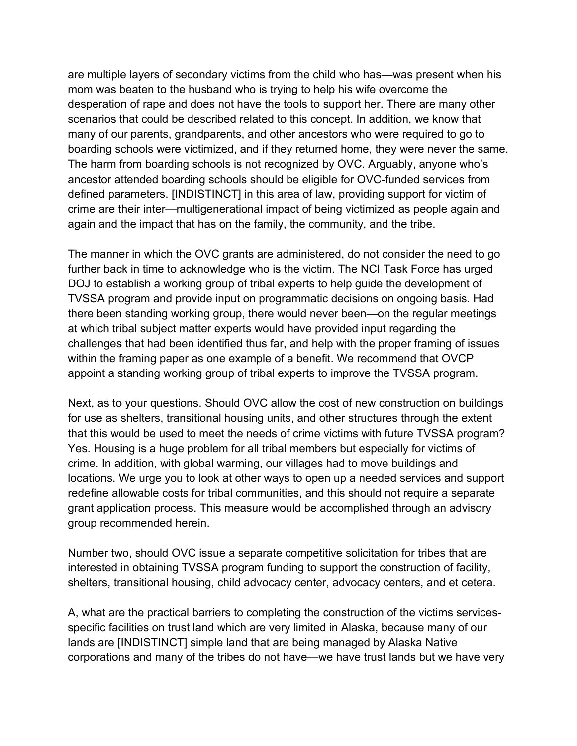are multiple layers of secondary victims from the child who has—was present when his mom was beaten to the husband who is trying to help his wife overcome the desperation of rape and does not have the tools to support her. There are many other scenarios that could be described related to this concept. In addition, we know that many of our parents, grandparents, and other ancestors who were required to go to boarding schools were victimized, and if they returned home, they were never the same. The harm from boarding schools is not recognized by OVC. Arguably, anyone who's ancestor attended boarding schools should be eligible for OVC-funded services from defined parameters. [INDISTINCT] in this area of law, providing support for victim of crime are their inter—multigenerational impact of being victimized as people again and again and the impact that has on the family, the community, and the tribe.

The manner in which the OVC grants are administered, do not consider the need to go further back in time to acknowledge who is the victim. The NCI Task Force has urged DOJ to establish a working group of tribal experts to help guide the development of TVSSA program and provide input on programmatic decisions on ongoing basis. Had there been standing working group, there would never been—on the regular meetings at which tribal subject matter experts would have provided input regarding the challenges that had been identified thus far, and help with the proper framing of issues within the framing paper as one example of a benefit. We recommend that OVCP appoint a standing working group of tribal experts to improve the TVSSA program.

Next, as to your questions. Should OVC allow the cost of new construction on buildings for use as shelters, transitional housing units, and other structures through the extent that this would be used to meet the needs of crime victims with future TVSSA program? Yes. Housing is a huge problem for all tribal members but especially for victims of crime. In addition, with global warming, our villages had to move buildings and locations. We urge you to look at other ways to open up a needed services and support redefine allowable costs for tribal communities, and this should not require a separate grant application process. This measure would be accomplished through an advisory group recommended herein.

Number two, should OVC issue a separate competitive solicitation for tribes that are interested in obtaining TVSSA program funding to support the construction of facility, shelters, transitional housing, child advocacy center, advocacy centers, and et cetera.

A, what are the practical barriers to completing the construction of the victims services-specific facilities on trust land which are very limited in Alaska, because many of our lands are [INDISTINCT] simple land that are being managed by Alaska Native corporations and many of the tribes do not have—we have trust lands but we have very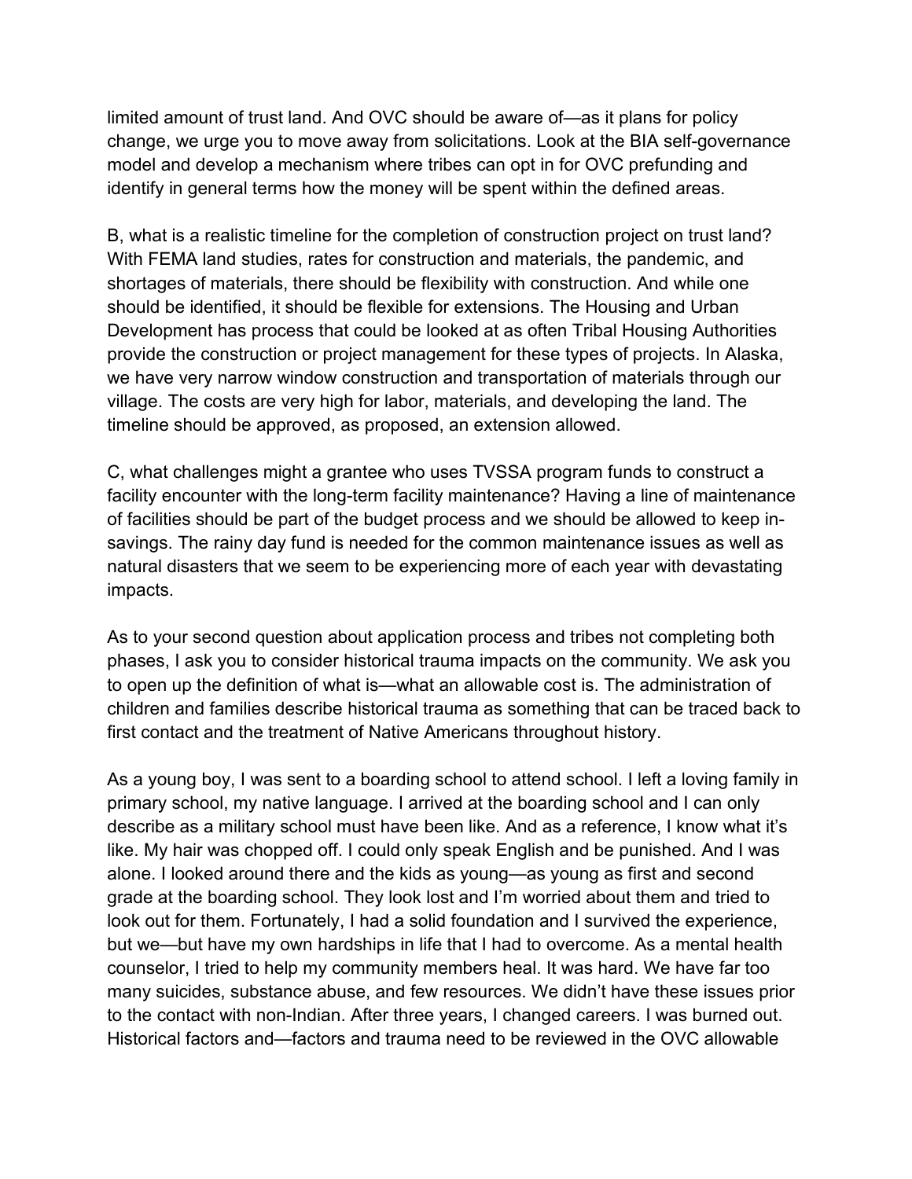limited amount of trust land. And OVC should be aware of—as it plans for policy change, we urge you to move away from solicitations. Look at the BIA self-governance model and develop a mechanism where tribes can opt in for OVC prefunding and identify in general terms how the money will be spent within the defined areas.

B, what is a realistic timeline for the completion of construction project on trust land? With FEMA land studies, rates for construction and materials, the pandemic, and shortages of materials, there should be flexibility with construction. And while one should be identified, it should be flexible for extensions. The Housing and Urban Development has process that could be looked at as often Tribal Housing Authorities provide the construction or project management for these types of projects. In Alaska, we have very narrow window construction and transportation of materials through our village. The costs are very high for labor, materials, and developing the land. The timeline should be approved, as proposed, an extension allowed.

C, what challenges might a grantee who uses TVSSA program funds to construct a facility encounter with the long-term facility maintenance? Having a line of maintenance of facilities should be part of the budget process and we should be allowed to keep in-savings. The rainy day fund is needed for the common maintenance issues as well as natural disasters that we seem to be experiencing more of each year with devastating impacts.

As to your second question about application process and tribes not completing both phases, I ask you to consider historical trauma impacts on the community. We ask you to open up the definition of what is—what an allowable cost is. The administration of children and families describe historical trauma as something that can be traced back to first contact and the treatment of Native Americans throughout history.

As a young boy, I was sent to a boarding school to attend school. I left a loving family in primary school, my native language. I arrived at the boarding school and I can only describe as a military school must have been like. And as a reference, I know what it's like. My hair was chopped off. I could only speak English and be punished. And I was alone. I looked around there and the kids as young—as young as first and second grade at the boarding school. They look lost and I'm worried about them and tried to look out for them. Fortunately, I had a solid foundation and I survived the experience, but we—but have my own hardships in life that I had to overcome. As a mental health counselor, I tried to help my community members heal. It was hard. We have far too many suicides, substance abuse, and few resources. We didn't have these issues prior to the contact with non-Indian. After three years, I changed careers. I was burned out. Historical factors and—factors and trauma need to be reviewed in the OVC allowable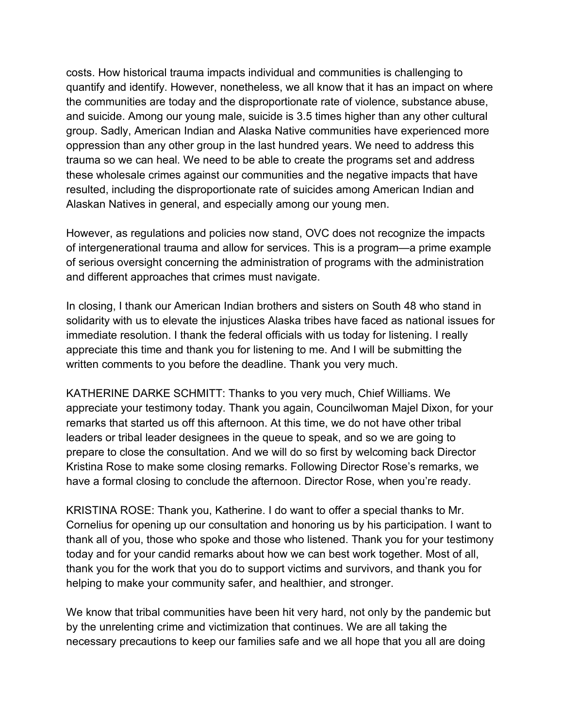costs. How historical trauma impacts individual and communities is challenging to quantify and identify. However, nonetheless, we all know that it has an impact on where the communities are today and the disproportionate rate of violence, substance abuse, and suicide. Among our young male, suicide is 3.5 times higher than any other cultural group. Sadly, American Indian and Alaska Native communities have experienced more oppression than any other group in the last hundred years. We need to address this trauma so we can heal. We need to be able to create the programs set and address these wholesale crimes against our communities and the negative impacts that have resulted, including the disproportionate rate of suicides among American Indian and Alaskan Natives in general, and especially among our young men.

However, as regulations and policies now stand, OVC does not recognize the impacts of intergenerational trauma and allow for services. This is a program—a prime example of serious oversight concerning the administration of programs with the administration and different approaches that crimes must navigate.

In closing, I thank our American Indian brothers and sisters on South 48 who stand in solidarity with us to elevate the injustices Alaska tribes have faced as national issues for immediate resolution. I thank the federal officials with us today for listening. I really appreciate this time and thank you for listening to me. And I will be submitting the written comments to you before the deadline. Thank you very much.

KATHERINE DARKE SCHMITT: Thanks to you very much, Chief Williams. We appreciate your testimony today. Thank you again, Councilwoman Majel Dixon, for your remarks that started us off this afternoon. At this time, we do not have other tribal leaders or tribal leader designees in the queue to speak, and so we are going to prepare to close the consultation. And we will do so first by welcoming back Director Kristina Rose to make some closing remarks. Following Director Rose's remarks, we have a formal closing to conclude the afternoon. Director Rose, when you're ready.

KRISTINA ROSE: Thank you, Katherine. I do want to offer a special thanks to Mr. Cornelius for opening up our consultation and honoring us by his participation. I want to thank all of you, those who spoke and those who listened. Thank you for your testimony today and for your candid remarks about how we can best work together. Most of all, thank you for the work that you do to support victims and survivors, and thank you for helping to make your community safer, and healthier, and stronger.

We know that tribal communities have been hit very hard, not only by the pandemic but by the unrelenting crime and victimization that continues. We are all taking the necessary precautions to keep our families safe and we all hope that you all are doing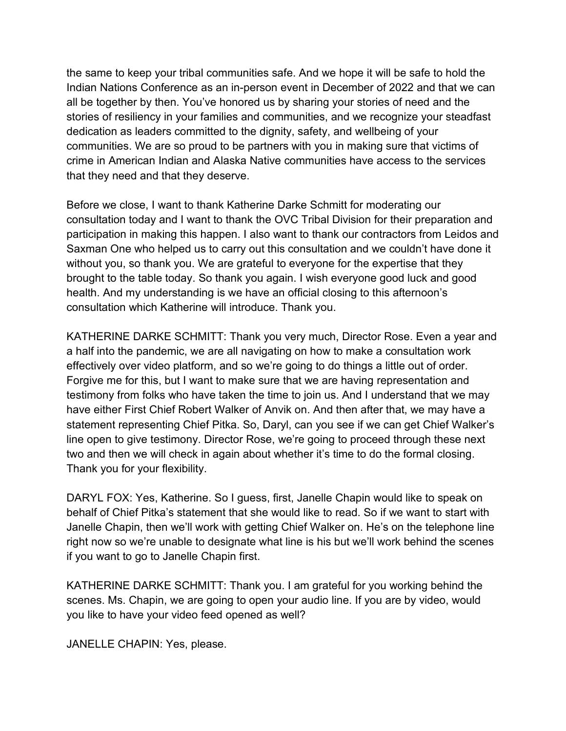the same to keep your tribal communities safe. And we hope it will be safe to hold the Indian Nations Conference as an in-person event in December of 2022 and that we can all be together by then. You've honored us by sharing your stories of need and the stories of resiliency in your families and communities, and we recognize your steadfast dedication as leaders committed to the dignity, safety, and wellbeing of your communities. We are so proud to be partners with you in making sure that victims of crime in American Indian and Alaska Native communities have access to the services that they need and that they deserve.

Before we close, I want to thank Katherine Darke Schmitt for moderating our consultation today and I want to thank the OVC Tribal Division for their preparation and participation in making this happen. I also want to thank our contractors from Leidos and Saxman One who helped us to carry out this consultation and we couldn't have done it without you, so thank you. We are grateful to everyone for the expertise that they brought to the table today. So thank you again. I wish everyone good luck and good health. And my understanding is we have an official closing to this afternoon's consultation which Katherine will introduce. Thank you.

KATHERINE DARKE SCHMITT: Thank you very much, Director Rose. Even a year and a half into the pandemic, we are all navigating on how to make a consultation work effectively over video platform, and so we're going to do things a little out of order. Forgive me for this, but I want to make sure that we are having representation and testimony from folks who have taken the time to join us. And I understand that we may have either First Chief Robert Walker of Anvik on. And then after that, we may have a statement representing Chief Pitka. So, Daryl, can you see if we can get Chief Walker's line open to give testimony. Director Rose, we're going to proceed through these next two and then we will check in again about whether it's time to do the formal closing. Thank you for your flexibility.

DARYL FOX: Yes, Katherine. So I guess, first, Janelle Chapin would like to speak on behalf of Chief Pitka's statement that she would like to read. So if we want to start with Janelle Chapin, then we'll work with getting Chief Walker on. He's on the telephone line right now so we're unable to designate what line is his but we'll work behind the scenes if you want to go to Janelle Chapin first.

KATHERINE DARKE SCHMITT: Thank you. I am grateful for you working behind the scenes. Ms. Chapin, we are going to open your audio line. If you are by video, would you like to have your video feed opened as well?

JANELLE CHAPIN: Yes, please.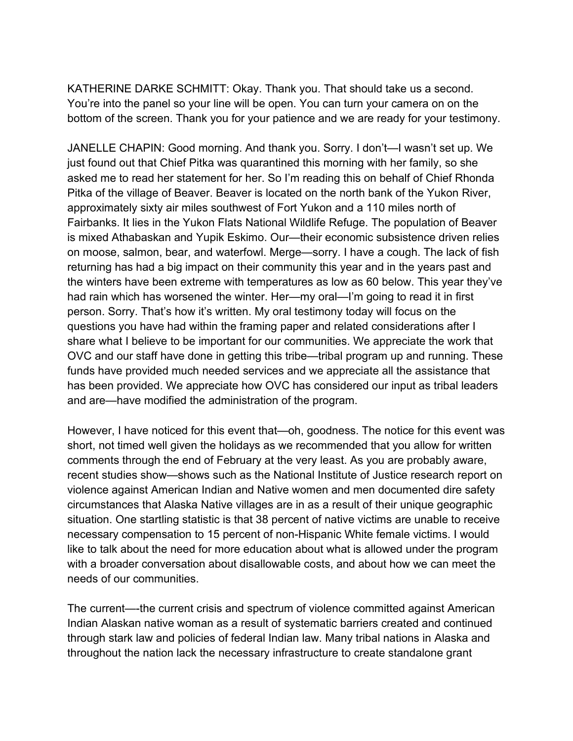KATHERINE DARKE SCHMITT: Okay. Thank you. That should take us a second. You're into the panel so your line will be open. You can turn your camera on on the bottom of the screen. Thank you for your patience and we are ready for your testimony.

JANELLE CHAPIN: Good morning. And thank you. Sorry. I don't—I wasn't set up. We just found out that Chief Pitka was quarantined this morning with her family, so she asked me to read her statement for her. So I'm reading this on behalf of Chief Rhonda Pitka of the village of Beaver. Beaver is located on the north bank of the Yukon River, approximately sixty air miles southwest of Fort Yukon and a 110 miles north of Fairbanks. It lies in the Yukon Flats National Wildlife Refuge. The population of Beaver is mixed Athabaskan and Yupik Eskimo. Our—their economic subsistence driven relies on moose, salmon, bear, and waterfowl. Merge—sorry. I have a cough. The lack of fish returning has had a big impact on their community this year and in the years past and the winters have been extreme with temperatures as low as 60 below. This year they've had rain which has worsened the winter. Her—my oral—I'm going to read it in first person. Sorry. That's how it's written. My oral testimony today will focus on the questions you have had within the framing paper and related considerations after I share what I believe to be important for our communities. We appreciate the work that OVC and our staff have done in getting this tribe—tribal program up and running. These funds have provided much needed services and we appreciate all the assistance that has been provided. We appreciate how OVC has considered our input as tribal leaders and are—have modified the administration of the program.

However, I have noticed for this event that—oh, goodness. The notice for this event was short, not timed well given the holidays as we recommended that you allow for written comments through the end of February at the very least. As you are probably aware, recent studies show—shows such as the National Institute of Justice research report on violence against American Indian and Native women and men documented dire safety circumstances that Alaska Native villages are in as a result of their unique geographic situation. One startling statistic is that 38 percent of native victims are unable to receive necessary compensation to 15 percent of non-Hispanic White female victims. I would like to talk about the need for more education about what is allowed under the program with a broader conversation about disallowable costs, and about how we can meet the needs of our communities.

The current—-the current crisis and spectrum of violence committed against American Indian Alaskan native woman as a result of systematic barriers created and continued through stark law and policies of federal Indian law. Many tribal nations in Alaska and throughout the nation lack the necessary infrastructure to create standalone grant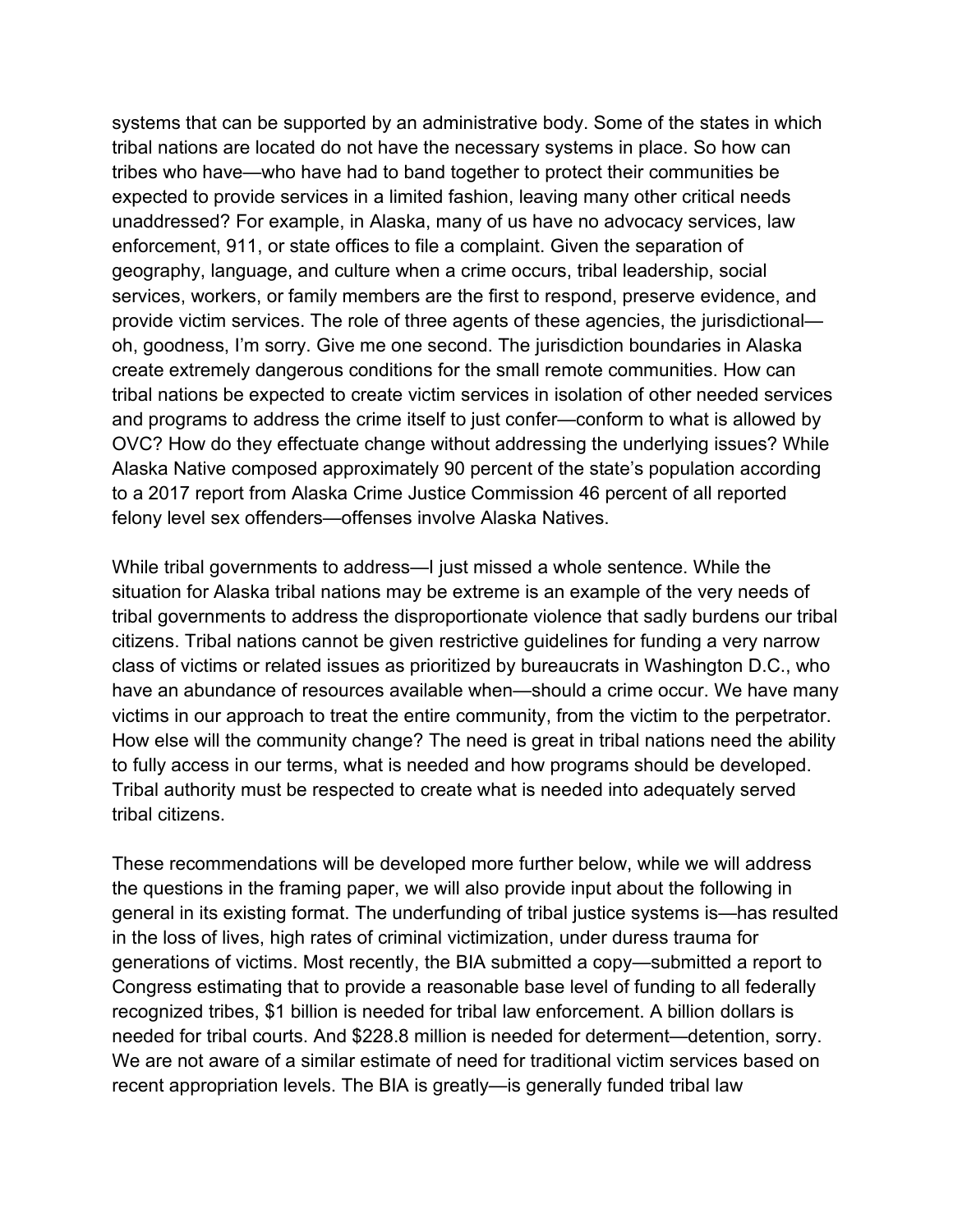systems that can be supported by an administrative body. Some of the states in which tribal nations are located do not have the necessary systems in place. So how can tribes who have—who have had to band together to protect their communities be expected to provide services in a limited fashion, leaving many other critical needs unaddressed? For example, in Alaska, many of us have no advocacy services, law enforcement, 911, or state offices to file a complaint. Given the separation of geography, language, and culture when a crime occurs, tribal leadership, social services, workers, or family members are the first to respond, preserve evidence, and provide victim services. The role of three agents of these agencies, the jurisdictional—oh, goodness, I'm sorry. Give me one second. The jurisdiction boundaries in Alaska create extremely dangerous conditions for the small remote communities. How can tribal nations be expected to create victim services in isolation of other needed services and programs to address the crime itself to just confer—conform to what is allowed by OVC? How do they effectuate change without addressing the underlying issues? While Alaska Native composed approximately 90 percent of the state's population according to a 2017 report from Alaska Crime Justice Commission 46 percent of all reported felony level sex offenders—offenses involve Alaska Natives.

While tribal governments to address—I just missed a whole sentence. While the situation for Alaska tribal nations may be extreme is an example of the very needs of tribal governments to address the disproportionate violence that sadly burdens our tribal citizens. Tribal nations cannot be given restrictive guidelines for funding a very narrow class of victims or related issues as prioritized by bureaucrats in Washington D.C., who have an abundance of resources available when—should a crime occur. We have many victims in our approach to treat the entire community, from the victim to the perpetrator. How else will the community change? The need is great in tribal nations need the ability to fully access in our terms, what is needed and how programs should be developed. Tribal authority must be respected to create what is needed into adequately served tribal citizens.

These recommendations will be developed more further below, while we will address the questions in the framing paper, we will also provide input about the following in general in its existing format. The underfunding of tribal justice systems is—has resulted in the loss of lives, high rates of criminal victimization, under duress trauma for generations of victims. Most recently, the BIA submitted a copy—submitted a report to Congress estimating that to provide a reasonable base level of funding to all federally recognized tribes, $1 billion is needed for tribal law enforcement. A billion dollars is needed for tribal courts. And $228.8 million is needed for determent—detention, sorry. We are not aware of a similar estimate of need for traditional victim services based on recent appropriation levels. The BIA is greatly—is generally funded tribal law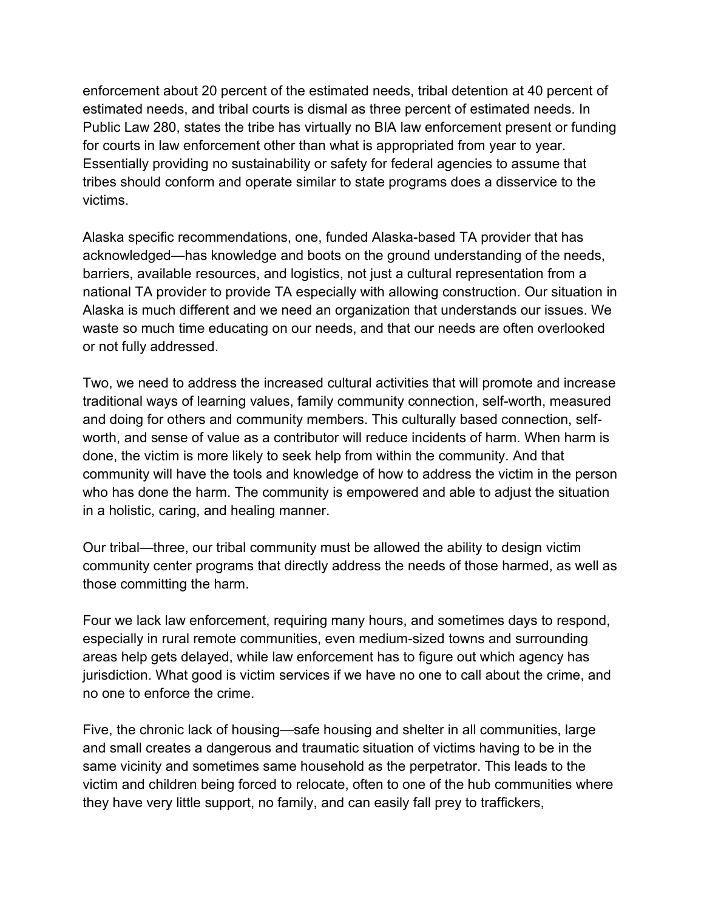enforcement about 20 percent of the estimated needs, tribal detention at 40 percent of estimated needs, and tribal courts is dismal as three percent of estimated needs. In Public Law 280, states the tribe has virtually no BIA law enforcement present or funding for courts in law enforcement other than what is appropriated from year to year. Essentially providing no sustainability or safety for federal agencies to assume that tribes should conform and operate similar to state programs does a disservice to the victims.

Alaska specific recommendations, one, funded Alaska-based TA provider that has acknowledged—has knowledge and boots on the ground understanding of the needs, barriers, available resources, and logistics, not just a cultural representation from a national TA provider to provide TA especially with allowing construction. Our situation in Alaska is much different and we need an organization that understands our issues. We waste so much time educating on our needs, and that our needs are often overlooked or not fully addressed.

Two, we need to address the increased cultural activities that will promote and increase traditional ways of learning values, family community connection, self-worth, measured and doing for others and community members. This culturally based connection, self-worth, and sense of value as a contributor will reduce incidents of harm. When harm is done, the victim is more likely to seek help from within the community. And that community will have the tools and knowledge of how to address the victim in the person who has done the harm. The community is empowered and able to adjust the situation in a holistic, caring, and healing manner.

Our tribal—three, our tribal community must be allowed the ability to design victim community center programs that directly address the needs of those harmed, as well as those committing the harm.

Four we lack law enforcement, requiring many hours, and sometimes days to respond, especially in rural remote communities, even medium-sized towns and surrounding areas help gets delayed, while law enforcement has to figure out which agency has jurisdiction. What good is victim services if we have no one to call about the crime, and no one to enforce the crime.

Five, the chronic lack of housing—safe housing and shelter in all communities, large and small creates a dangerous and traumatic situation of victims having to be in the same vicinity and sometimes same household as the perpetrator. This leads to the victim and children being forced to relocate, often to one of the hub communities where they have very little support, no family, and can easily fall prey to traffickers,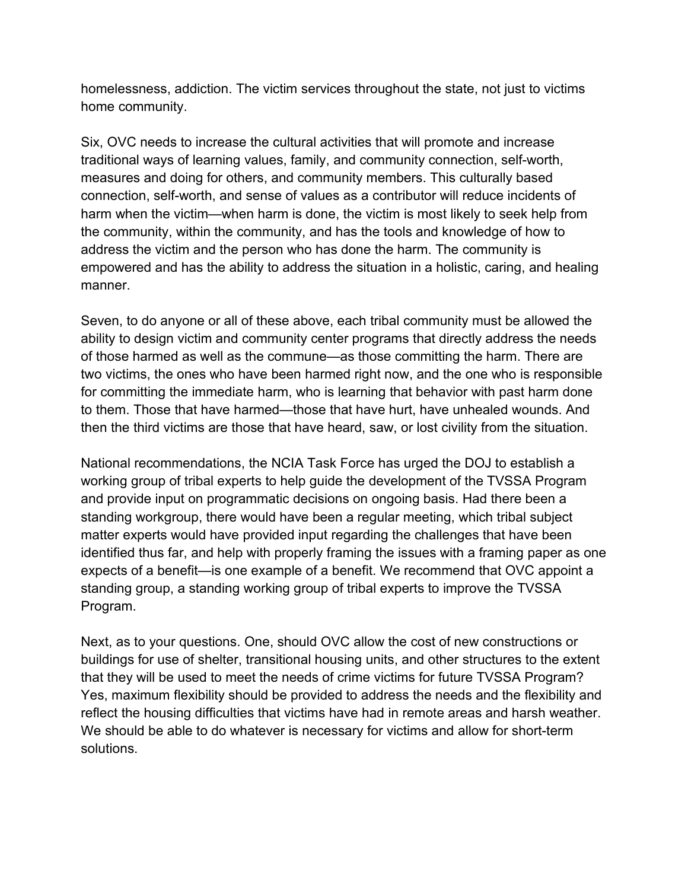homelessness, addiction. The victim services throughout the state, not just to victims home community.

Six, OVC needs to increase the cultural activities that will promote and increase traditional ways of learning values, family, and community connection, self-worth, measures and doing for others, and community members. This culturally based connection, self-worth, and sense of values as a contributor will reduce incidents of harm when the victim—when harm is done, the victim is most likely to seek help from the community, within the community, and has the tools and knowledge of how to address the victim and the person who has done the harm. The community is empowered and has the ability to address the situation in a holistic, caring, and healing manner.

Seven, to do anyone or all of these above, each tribal community must be allowed the ability to design victim and community center programs that directly address the needs of those harmed as well as the commune—as those committing the harm. There are two victims, the ones who have been harmed right now, and the one who is responsible for committing the immediate harm, who is learning that behavior with past harm done to them. Those that have harmed—those that have hurt, have unhealed wounds. And then the third victims are those that have heard, saw, or lost civility from the situation.

National recommendations, the NCIA Task Force has urged the DOJ to establish a working group of tribal experts to help guide the development of the TVSSA Program and provide input on programmatic decisions on ongoing basis. Had there been a standing workgroup, there would have been a regular meeting, which tribal subject matter experts would have provided input regarding the challenges that have been identified thus far, and help with properly framing the issues with a framing paper as one expects of a benefit—is one example of a benefit. We recommend that OVC appoint a standing group, a standing working group of tribal experts to improve the TVSSA Program.

Next, as to your questions. One, should OVC allow the cost of new constructions or buildings for use of shelter, transitional housing units, and other structures to the extent that they will be used to meet the needs of crime victims for future TVSSA Program? Yes, maximum flexibility should be provided to address the needs and the flexibility and reflect the housing difficulties that victims have had in remote areas and harsh weather. We should be able to do whatever is necessary for victims and allow for short-term solutions.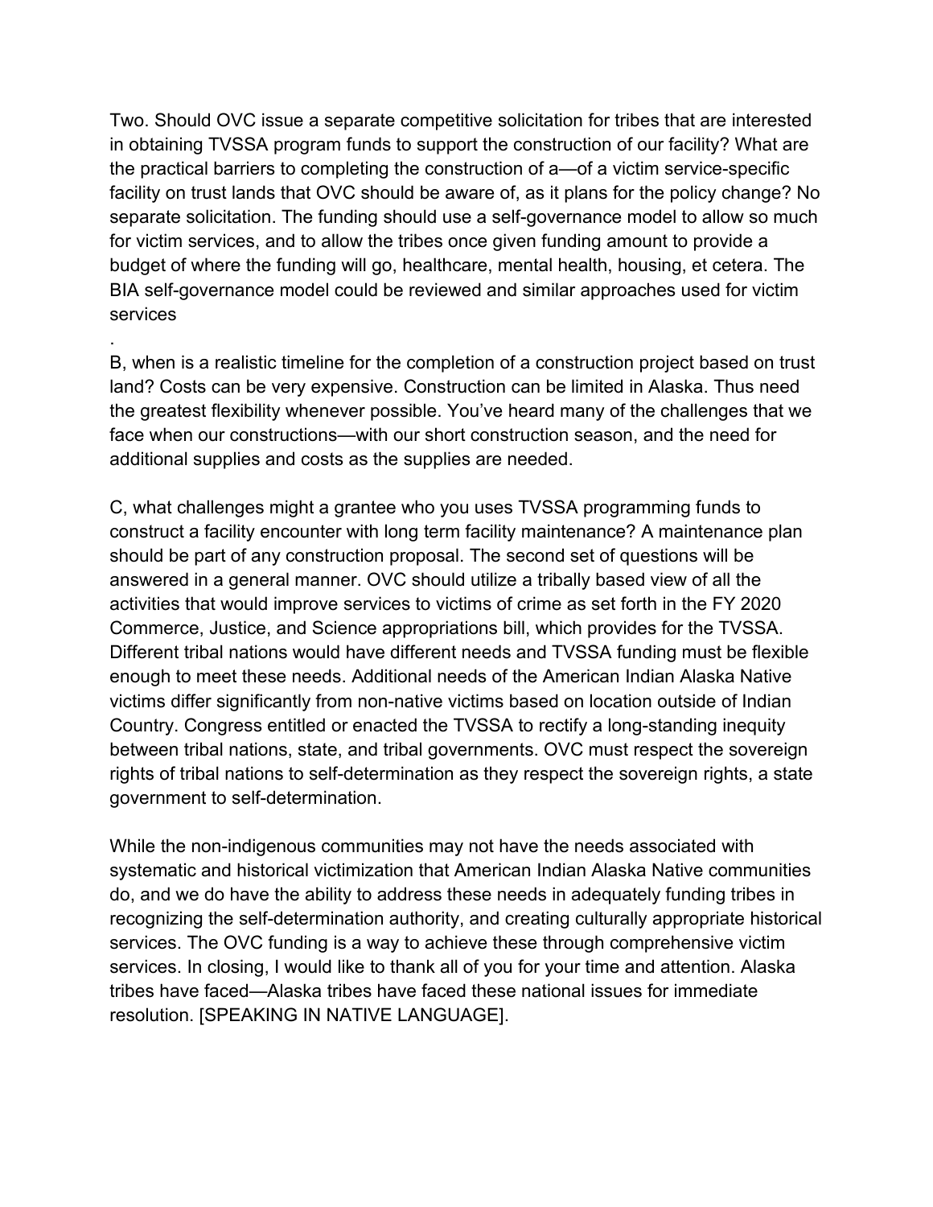Two. Should OVC issue a separate competitive solicitation for tribes that are interested in obtaining TVSSA program funds to support the construction of our facility? What are the practical barriers to completing the construction of a—of a victim service-specific facility on trust lands that OVC should be aware of, as it plans for the policy change? No separate solicitation. The funding should use a self-governance model to allow so much for victim services, and to allow the tribes once given funding amount to provide a budget of where the funding will go, healthcare, mental health, housing, et cetera. The BIA self-governance model could be reviewed and similar approaches used for victim services

.

B, when is a realistic timeline for the completion of a construction project based on trust land? Costs can be very expensive. Construction can be limited in Alaska. Thus need the greatest flexibility whenever possible. You've heard many of the challenges that we face when our constructions—with our short construction season, and the need for additional supplies and costs as the supplies are needed.

C, what challenges might a grantee who you uses TVSSA programming funds to construct a facility encounter with long term facility maintenance? A maintenance plan should be part of any construction proposal. The second set of questions will be answered in a general manner. OVC should utilize a tribally based view of all the activities that would improve services to victims of crime as set forth in the FY 2020 Commerce, Justice, and Science appropriations bill, which provides for the TVSSA. Different tribal nations would have different needs and TVSSA funding must be flexible enough to meet these needs. Additional needs of the American Indian Alaska Native victims differ significantly from non-native victims based on location outside of Indian Country. Congress entitled or enacted the TVSSA to rectify a long-standing inequity between tribal nations, state, and tribal governments. OVC must respect the sovereign rights of tribal nations to self-determination as they respect the sovereign rights, a state government to self-determination.

While the non-indigenous communities may not have the needs associated with systematic and historical victimization that American Indian Alaska Native communities do, and we do have the ability to address these needs in adequately funding tribes in recognizing the self-determination authority, and creating culturally appropriate historical services. The OVC funding is a way to achieve these through comprehensive victim services. In closing, I would like to thank all of you for your time and attention. Alaska tribes have faced—Alaska tribes have faced these national issues for immediate resolution. [SPEAKING IN NATIVE LANGUAGE].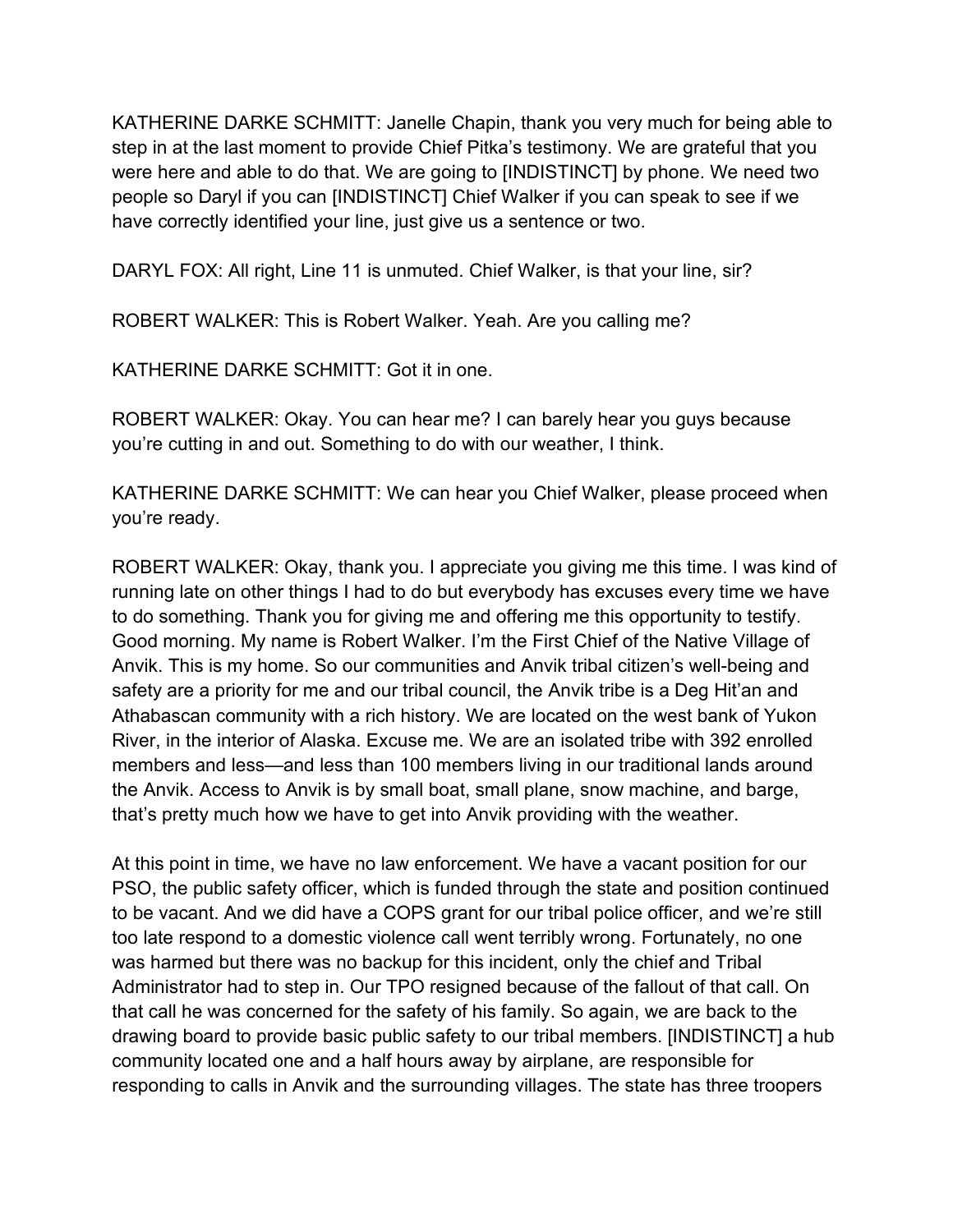KATHERINE DARKE SCHMITT: Janelle Chapin, thank you very much for being able to step in at the last moment to provide Chief Pitka's testimony. We are grateful that you were here and able to do that. We are going to [INDISTINCT] by phone. We need two people so Daryl if you can [INDISTINCT] Chief Walker if you can speak to see if we have correctly identified your line, just give us a sentence or two.

DARYL FOX: All right, Line 11 is unmuted. Chief Walker, is that your line, sir?

ROBERT WALKER: This is Robert Walker. Yeah. Are you calling me?

KATHERINE DARKE SCHMITT: Got it in one.

ROBERT WALKER: Okay. You can hear me? I can barely hear you guys because you're cutting in and out. Something to do with our weather, I think.

KATHERINE DARKE SCHMITT: We can hear you Chief Walker, please proceed when you're ready.

ROBERT WALKER: Okay, thank you. I appreciate you giving me this time. I was kind of running late on other things I had to do but everybody has excuses every time we have to do something. Thank you for giving me and offering me this opportunity to testify. Good morning. My name is Robert Walker. I'm the First Chief of the Native Village of Anvik. This is my home. So our communities and Anvik tribal citizen's well-being and safety are a priority for me and our tribal council, the Anvik tribe is a Deg Hit'an and Athabascan community with a rich history. We are located on the west bank of Yukon River, in the interior of Alaska. Excuse me. We are an isolated tribe with 392 enrolled members and less—and less than 100 members living in our traditional lands around the Anvik. Access to Anvik is by small boat, small plane, snow machine, and barge, that's pretty much how we have to get into Anvik providing with the weather.

At this point in time, we have no law enforcement. We have a vacant position for our PSO, the public safety officer, which is funded through the state and position continued to be vacant. And we did have a COPS grant for our tribal police officer, and we're still too late respond to a domestic violence call went terribly wrong. Fortunately, no one was harmed but there was no backup for this incident, only the chief and Tribal Administrator had to step in. Our TPO resigned because of the fallout of that call. On that call he was concerned for the safety of his family. So again, we are back to the drawing board to provide basic public safety to our tribal members. [INDISTINCT] a hub community located one and a half hours away by airplane, are responsible for responding to calls in Anvik and the surrounding villages. The state has three troopers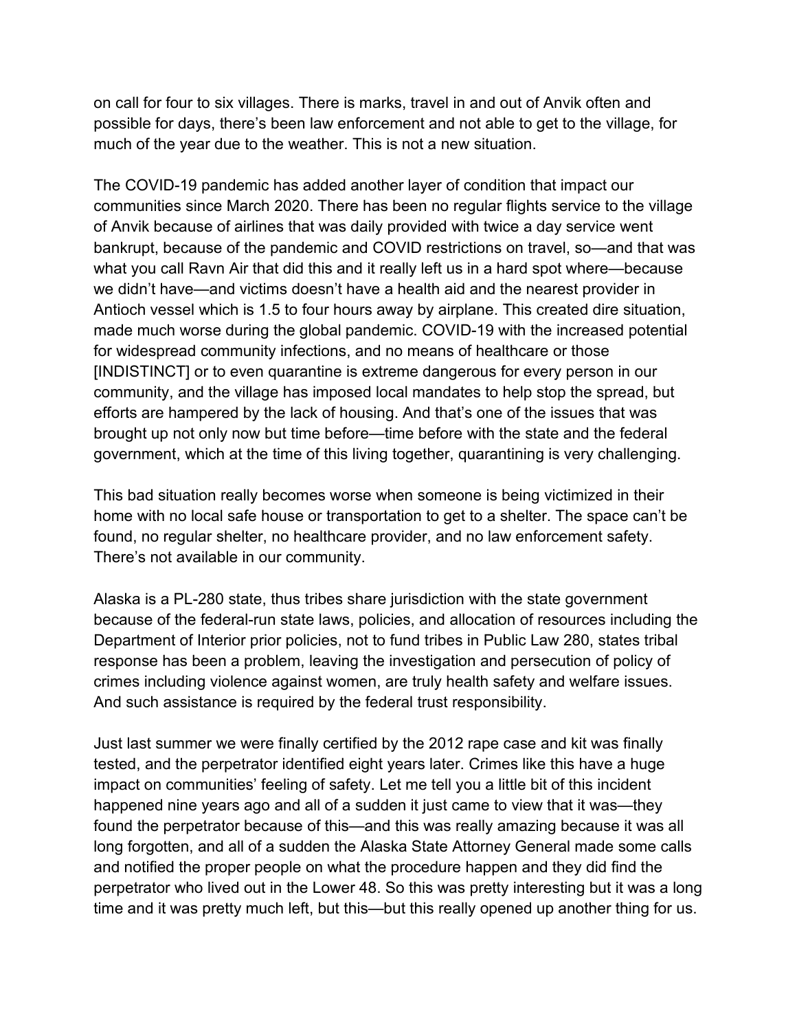on call for four to six villages. There is marks, travel in and out of Anvik often and possible for days, there's been law enforcement and not able to get to the village, for much of the year due to the weather. This is not a new situation.

The COVID-19 pandemic has added another layer of condition that impact our communities since March 2020. There has been no regular flights service to the village of Anvik because of airlines that was daily provided with twice a day service went bankrupt, because of the pandemic and COVID restrictions on travel, so—and that was what you call Ravn Air that did this and it really left us in a hard spot where—because we didn't have—and victims doesn't have a health aid and the nearest provider in Antioch vessel which is 1.5 to four hours away by airplane. This created dire situation, made much worse during the global pandemic. COVID-19 with the increased potential for widespread community infections, and no means of healthcare or those [INDISTINCT] or to even quarantine is extreme dangerous for every person in our community, and the village has imposed local mandates to help stop the spread, but efforts are hampered by the lack of housing. And that's one of the issues that was brought up not only now but time before—time before with the state and the federal government, which at the time of this living together, quarantining is very challenging.

This bad situation really becomes worse when someone is being victimized in their home with no local safe house or transportation to get to a shelter. The space can't be found, no regular shelter, no healthcare provider, and no law enforcement safety. There's not available in our community.

Alaska is a PL-280 state, thus tribes share jurisdiction with the state government because of the federal-run state laws, policies, and allocation of resources including the Department of Interior prior policies, not to fund tribes in Public Law 280, states tribal response has been a problem, leaving the investigation and persecution of policy of crimes including violence against women, are truly health safety and welfare issues. And such assistance is required by the federal trust responsibility.

Just last summer we were finally certified by the 2012 rape case and kit was finally tested, and the perpetrator identified eight years later. Crimes like this have a huge impact on communities' feeling of safety. Let me tell you a little bit of this incident happened nine years ago and all of a sudden it just came to view that it was—they found the perpetrator because of this—and this was really amazing because it was all long forgotten, and all of a sudden the Alaska State Attorney General made some calls and notified the proper people on what the procedure happen and they did find the perpetrator who lived out in the Lower 48. So this was pretty interesting but it was a long time and it was pretty much left, but this—but this really opened up another thing for us.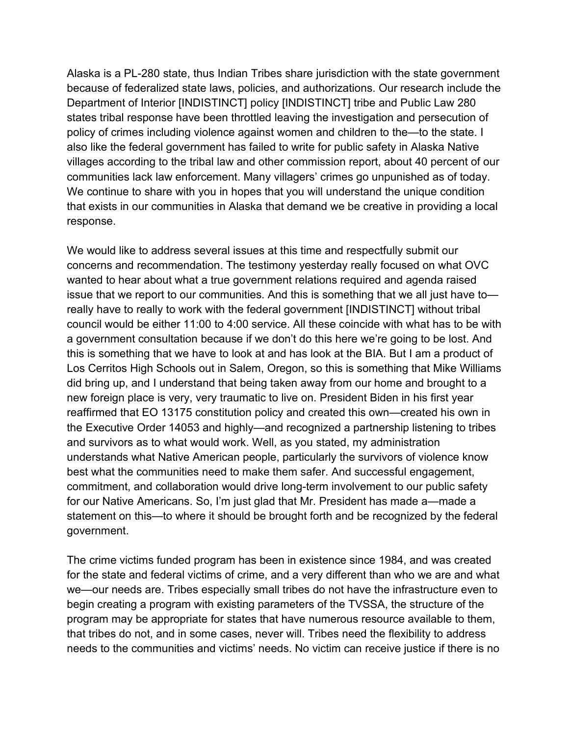Alaska is a PL-280 state, thus Indian Tribes share jurisdiction with the state government because of federalized state laws, policies, and authorizations. Our research include the Department of Interior [INDISTINCT] policy [INDISTINCT] tribe and Public Law 280 states tribal response have been throttled leaving the investigation and persecution of policy of crimes including violence against women and children to the—to the state. I also like the federal government has failed to write for public safety in Alaska Native villages according to the tribal law and other commission report, about 40 percent of our communities lack law enforcement. Many villagers' crimes go unpunished as of today. We continue to share with you in hopes that you will understand the unique condition that exists in our communities in Alaska that demand we be creative in providing a local response.

We would like to address several issues at this time and respectfully submit our concerns and recommendation. The testimony yesterday really focused on what OVC wanted to hear about what a true government relations required and agenda raised issue that we report to our communities. And this is something that we all just have to—really have to really to work with the federal government [INDISTINCT] without tribal council would be either 11:00 to 4:00 service. All these coincide with what has to be with a government consultation because if we don't do this here we're going to be lost. And this is something that we have to look at and has look at the BIA. But I am a product of Los Cerritos High Schools out in Salem, Oregon, so this is something that Mike Williams did bring up, and I understand that being taken away from our home and brought to a new foreign place is very, very traumatic to live on. President Biden in his first year reaffirmed that EO 13175 constitution policy and created this own—created his own in the Executive Order 14053 and highly—and recognized a partnership listening to tribes and survivors as to what would work. Well, as you stated, my administration understands what Native American people, particularly the survivors of violence know best what the communities need to make them safer. And successful engagement, commitment, and collaboration would drive long-term involvement to our public safety for our Native Americans. So, I'm just glad that Mr. President has made a—made a statement on this—to where it should be brought forth and be recognized by the federal government.

The crime victims funded program has been in existence since 1984, and was created for the state and federal victims of crime, and a very different than who we are and what we—our needs are. Tribes especially small tribes do not have the infrastructure even to begin creating a program with existing parameters of the TVSSA, the structure of the program may be appropriate for states that have numerous resource available to them, that tribes do not, and in some cases, never will. Tribes need the flexibility to address needs to the communities and victims' needs. No victim can receive justice if there is no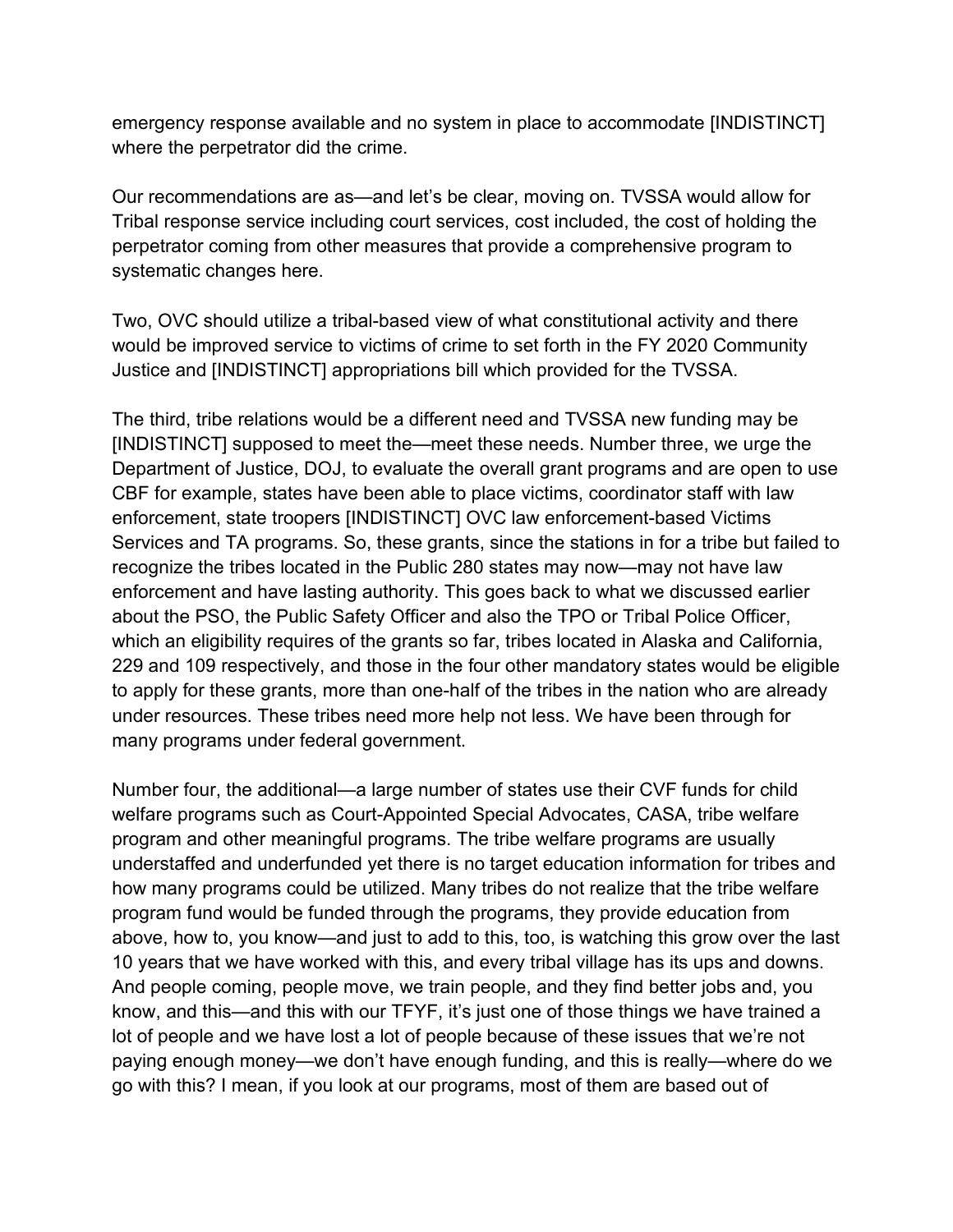emergency response available and no system in place to accommodate [INDISTINCT] where the perpetrator did the crime.

Our recommendations are as—and let's be clear, moving on. TVSSA would allow for Tribal response service including court services, cost included, the cost of holding the perpetrator coming from other measures that provide a comprehensive program to systematic changes here.

Two, OVC should utilize a tribal-based view of what constitutional activity and there would be improved service to victims of crime to set forth in the FY 2020 Community Justice and [INDISTINCT] appropriations bill which provided for the TVSSA.

The third, tribe relations would be a different need and TVSSA new funding may be [INDISTINCT] supposed to meet the—meet these needs. Number three, we urge the Department of Justice, DOJ, to evaluate the overall grant programs and are open to use CBF for example, states have been able to place victims, coordinator staff with law enforcement, state troopers [INDISTINCT] OVC law enforcement-based Victims Services and TA programs. So, these grants, since the stations in for a tribe but failed to recognize the tribes located in the Public 280 states may now—may not have law enforcement and have lasting authority. This goes back to what we discussed earlier about the PSO, the Public Safety Officer and also the TPO or Tribal Police Officer, which an eligibility requires of the grants so far, tribes located in Alaska and California, 229 and 109 respectively, and those in the four other mandatory states would be eligible to apply for these grants, more than one-half of the tribes in the nation who are already under resources. These tribes need more help not less. We have been through for many programs under federal government.

Number four, the additional—a large number of states use their CVF funds for child welfare programs such as Court-Appointed Special Advocates, CASA, tribe welfare program and other meaningful programs. The tribe welfare programs are usually understaffed and underfunded yet there is no target education information for tribes and how many programs could be utilized. Many tribes do not realize that the tribe welfare program fund would be funded through the programs, they provide education from above, how to, you know—and just to add to this, too, is watching this grow over the last 10 years that we have worked with this, and every tribal village has its ups and downs. And people coming, people move, we train people, and they find better jobs and, you know, and this—and this with our TFYF, it's just one of those things we have trained a lot of people and we have lost a lot of people because of these issues that we're not paying enough money—we don't have enough funding, and this is really—where do we go with this? I mean, if you look at our programs, most of them are based out of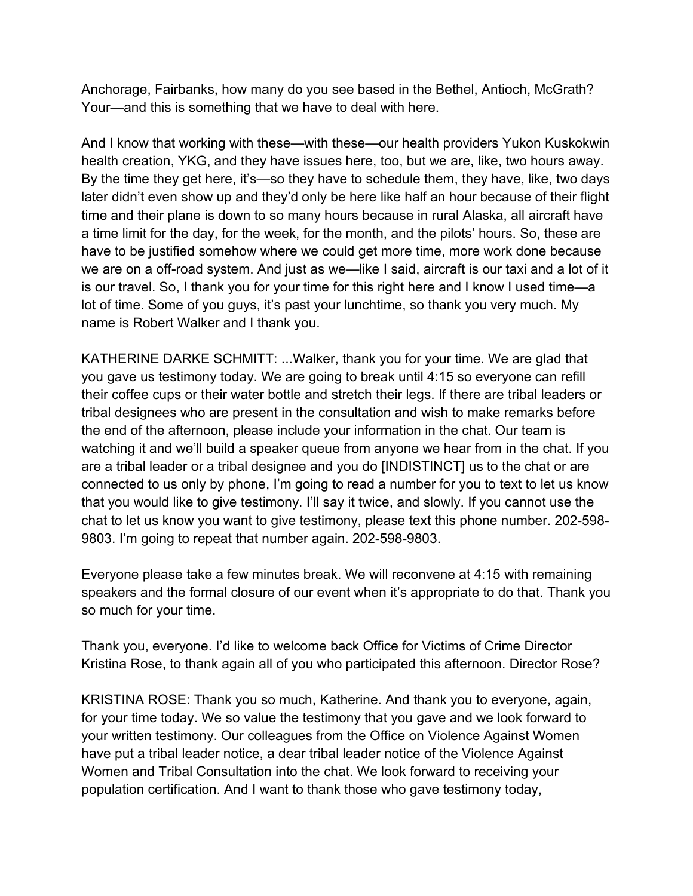Anchorage, Fairbanks, how many do you see based in the Bethel, Antioch, McGrath? Your—and this is something that we have to deal with here.

And I know that working with these—with these—our health providers Yukon Kuskokwin health creation, YKG, and they have issues here, too, but we are, like, two hours away. By the time they get here, it's—so they have to schedule them, they have, like, two days later didn't even show up and they'd only be here like half an hour because of their flight time and their plane is down to so many hours because in rural Alaska, all aircraft have a time limit for the day, for the week, for the month, and the pilots' hours. So, these are have to be justified somehow where we could get more time, more work done because we are on a off-road system. And just as we—like I said, aircraft is our taxi and a lot of it is our travel. So, I thank you for your time for this right here and I know I used time—a lot of time. Some of you guys, it's past your lunchtime, so thank you very much. My name is Robert Walker and I thank you.

KATHERINE DARKE SCHMITT: ...Walker, thank you for your time. We are glad that you gave us testimony today. We are going to break until 4:15 so everyone can refill their coffee cups or their water bottle and stretch their legs. If there are tribal leaders or tribal designees who are present in the consultation and wish to make remarks before the end of the afternoon, please include your information in the chat. Our team is watching it and we'll build a speaker queue from anyone we hear from in the chat. If you are a tribal leader or a tribal designee and you do [INDISTINCT] us to the chat or are connected to us only by phone, I'm going to read a number for you to text to let us know that you would like to give testimony. I'll say it twice, and slowly. If you cannot use the chat to let us know you want to give testimony, please text this phone number. 202-598-9803. I'm going to repeat that number again. 202-598-9803.

Everyone please take a few minutes break. We will reconvene at 4:15 with remaining speakers and the formal closure of our event when it's appropriate to do that. Thank you so much for your time.

Thank you, everyone. I'd like to welcome back Office for Victims of Crime Director Kristina Rose, to thank again all of you who participated this afternoon. Director Rose?

KRISTINA ROSE: Thank you so much, Katherine. And thank you to everyone, again, for your time today. We so value the testimony that you gave and we look forward to your written testimony. Our colleagues from the Office on Violence Against Women have put a tribal leader notice, a dear tribal leader notice of the Violence Against Women and Tribal Consultation into the chat. We look forward to receiving your population certification. And I want to thank those who gave testimony today,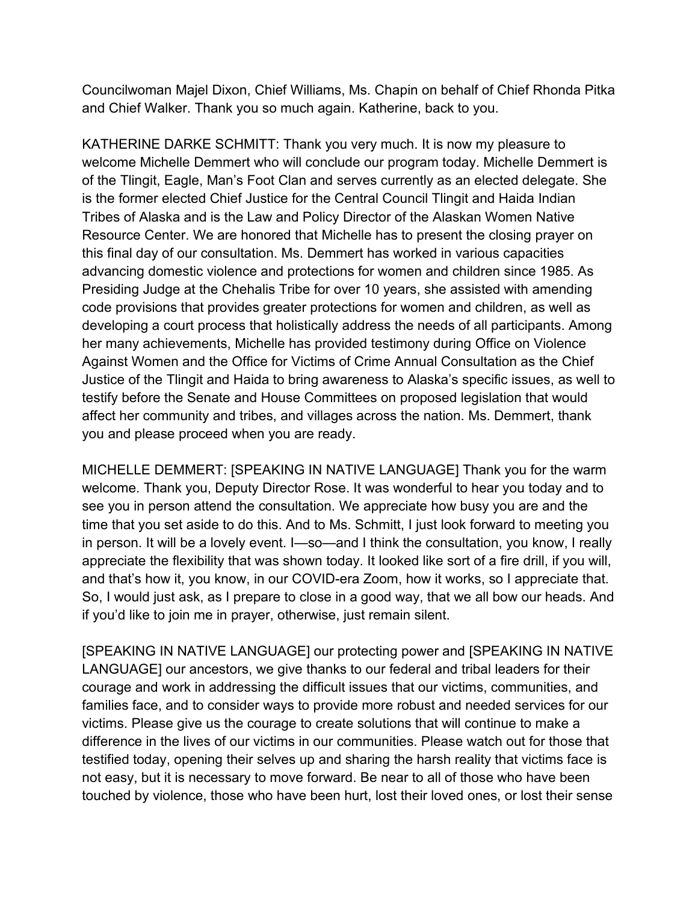Councilwoman Majel Dixon, Chief Williams, Ms. Chapin on behalf of Chief Rhonda Pitka and Chief Walker. Thank you so much again. Katherine, back to you.

KATHERINE DARKE SCHMITT: Thank you very much. It is now my pleasure to welcome Michelle Demmert who will conclude our program today. Michelle Demmert is of the Tlingit, Eagle, Man's Foot Clan and serves currently as an elected delegate. She is the former elected Chief Justice for the Central Council Tlingit and Haida Indian Tribes of Alaska and is the Law and Policy Director of the Alaskan Women Native Resource Center. We are honored that Michelle has to present the closing prayer on this final day of our consultation. Ms. Demmert has worked in various capacities advancing domestic violence and protections for women and children since 1985. As Presiding Judge at the Chehalis Tribe for over 10 years, she assisted with amending code provisions that provides greater protections for women and children, as well as developing a court process that holistically address the needs of all participants. Among her many achievements, Michelle has provided testimony during Office on Violence Against Women and the Office for Victims of Crime Annual Consultation as the Chief Justice of the Tlingit and Haida to bring awareness to Alaska's specific issues, as well to testify before the Senate and House Committees on proposed legislation that would affect her community and tribes, and villages across the nation. Ms. Demmert, thank you and please proceed when you are ready.

MICHELLE DEMMERT: [SPEAKING IN NATIVE LANGUAGE] Thank you for the warm welcome. Thank you, Deputy Director Rose. It was wonderful to hear you today and to see you in person attend the consultation. We appreciate how busy you are and the time that you set aside to do this. And to Ms. Schmitt, I just look forward to meeting you in person. It will be a lovely event. I—so—and I think the consultation, you know, I really appreciate the flexibility that was shown today. It looked like sort of a fire drill, if you will, and that's how it, you know, in our COVID-era Zoom, how it works, so I appreciate that. So, I would just ask, as I prepare to close in a good way, that we all bow our heads. And if you'd like to join me in prayer, otherwise, just remain silent.

[SPEAKING IN NATIVE LANGUAGE] our protecting power and [SPEAKING IN NATIVE LANGUAGE] our ancestors, we give thanks to our federal and tribal leaders for their courage and work in addressing the difficult issues that our victims, communities, and families face, and to consider ways to provide more robust and needed services for our victims. Please give us the courage to create solutions that will continue to make a difference in the lives of our victims in our communities. Please watch out for those that testified today, opening their selves up and sharing the harsh reality that victims face is not easy, but it is necessary to move forward. Be near to all of those who have been touched by violence, those who have been hurt, lost their loved ones, or lost their sense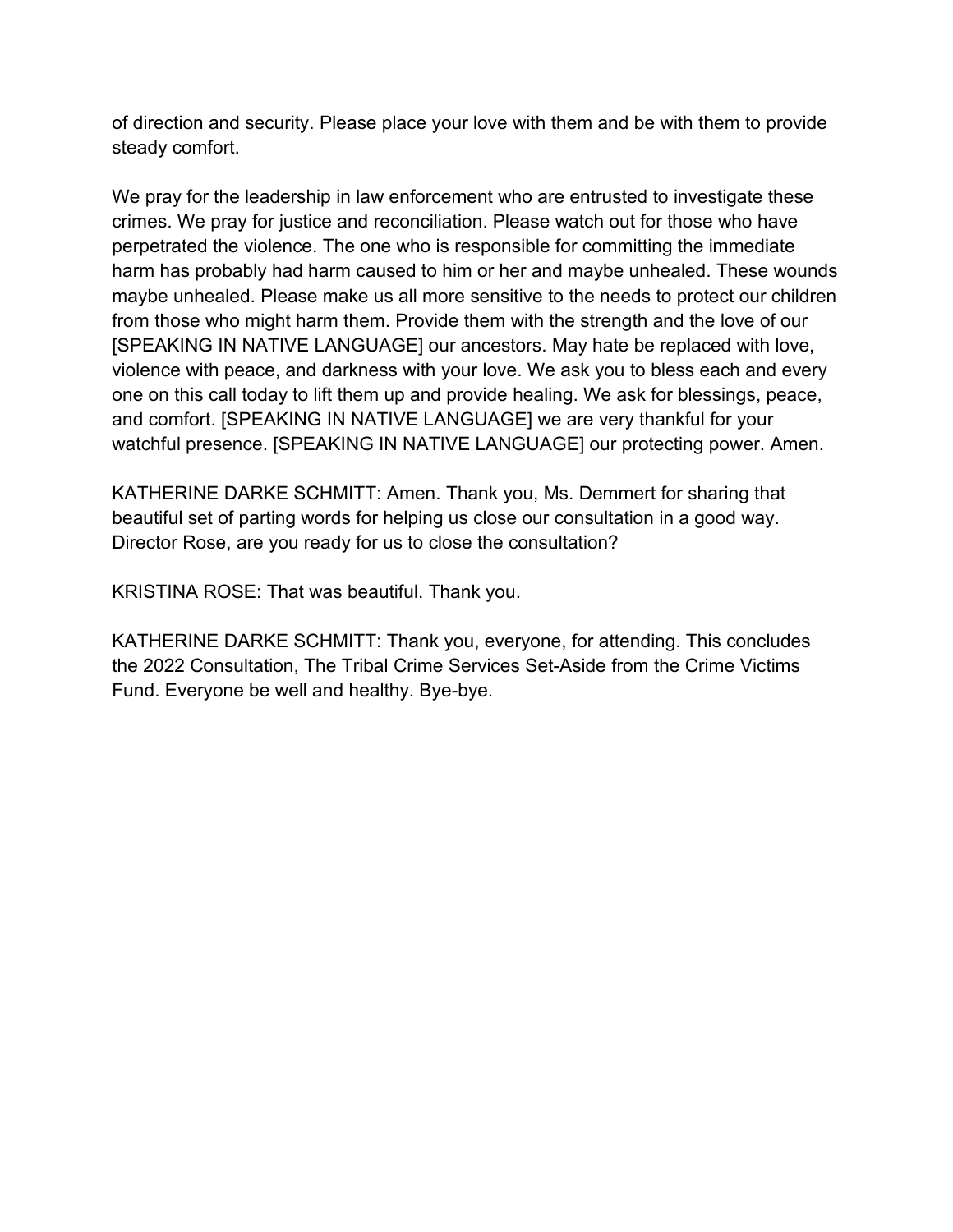of direction and security. Please place your love with them and be with them to provide steady comfort.

We pray for the leadership in law enforcement who are entrusted to investigate these crimes. We pray for justice and reconciliation. Please watch out for those who have perpetrated the violence. The one who is responsible for committing the immediate harm has probably had harm caused to him or her and maybe unhealed. These wounds maybe unhealed. Please make us all more sensitive to the needs to protect our children from those who might harm them. Provide them with the strength and the love of our [SPEAKING IN NATIVE LANGUAGE] our ancestors. May hate be replaced with love, violence with peace, and darkness with your love. We ask you to bless each and every one on this call today to lift them up and provide healing. We ask for blessings, peace, and comfort. [SPEAKING IN NATIVE LANGUAGE] we are very thankful for your watchful presence. [SPEAKING IN NATIVE LANGUAGE] our protecting power. Amen.

KATHERINE DARKE SCHMITT: Amen. Thank you, Ms. Demmert for sharing that beautiful set of parting words for helping us close our consultation in a good way. Director Rose, are you ready for us to close the consultation?

KRISTINA ROSE: That was beautiful. Thank you.

KATHERINE DARKE SCHMITT: Thank you, everyone, for attending. This concludes the 2022 Consultation, The Tribal Crime Services Set-Aside from the Crime Victims Fund. Everyone be well and healthy. Bye-bye.